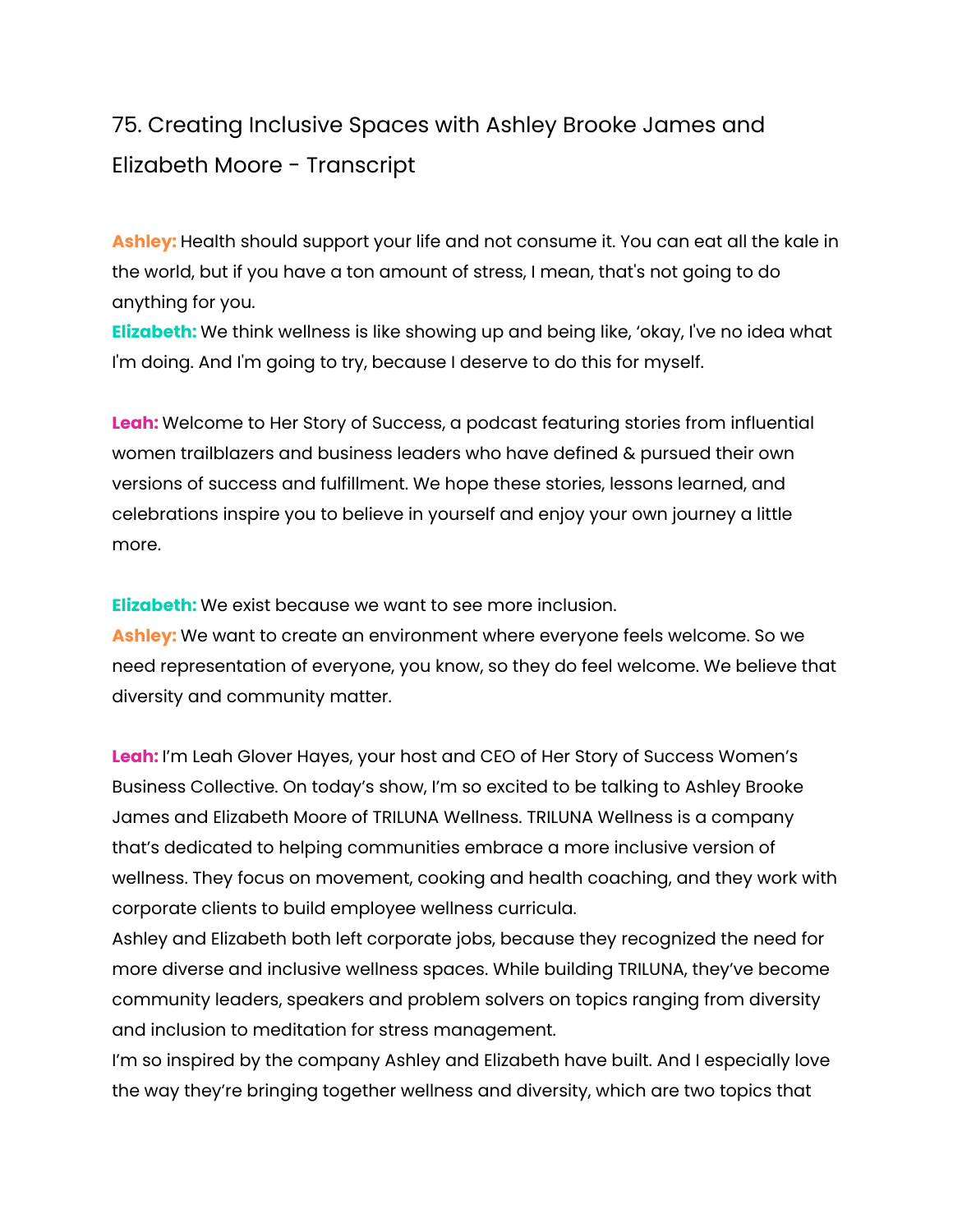# 75. Creating Inclusive Spaces with Ashley Brooke James and Elizabeth Moore - Transcript

**Ashley:** Health should support your life and not consume it. You can eat all the kale in the world, but if you have a ton amount of stress, I mean, that's not going to do anything for you.
**Elizabeth:** We think wellness is like showing up and being like, 'okay, I've no idea what I'm doing. And I'm going to try, because I deserve to do this for myself.

**Leah:** Welcome to Her Story of Success, a podcast featuring stories from influential women trailblazers and business leaders who have defined & pursued their own versions of success and fulfillment. We hope these stories, lessons learned, and celebrations inspire you to believe in yourself and enjoy your own journey a little more.

**Elizabeth:** We exist because we want to see more inclusion.
**Ashley:** We want to create an environment where everyone feels welcome. So we need representation of everyone, you know, so they do feel welcome. We believe that diversity and community matter.

**Leah:** I'm Leah Glover Hayes, your host and CEO of Her Story of Success Women's Business Collective. On today's show, I'm so excited to be talking to Ashley Brooke James and Elizabeth Moore of TRILUNA Wellness. TRILUNA Wellness is a company that's dedicated to helping communities embrace a more inclusive version of wellness. They focus on movement, cooking and health coaching, and they work with corporate clients to build employee wellness curricula.
Ashley and Elizabeth both left corporate jobs, because they recognized the need for more diverse and inclusive wellness spaces. While building TRILUNA, they've become community leaders, speakers and problem solvers on topics ranging from diversity and inclusion to meditation for stress management.
I'm so inspired by the company Ashley and Elizabeth have built. And I especially love the way they're bringing together wellness and diversity, which are two topics that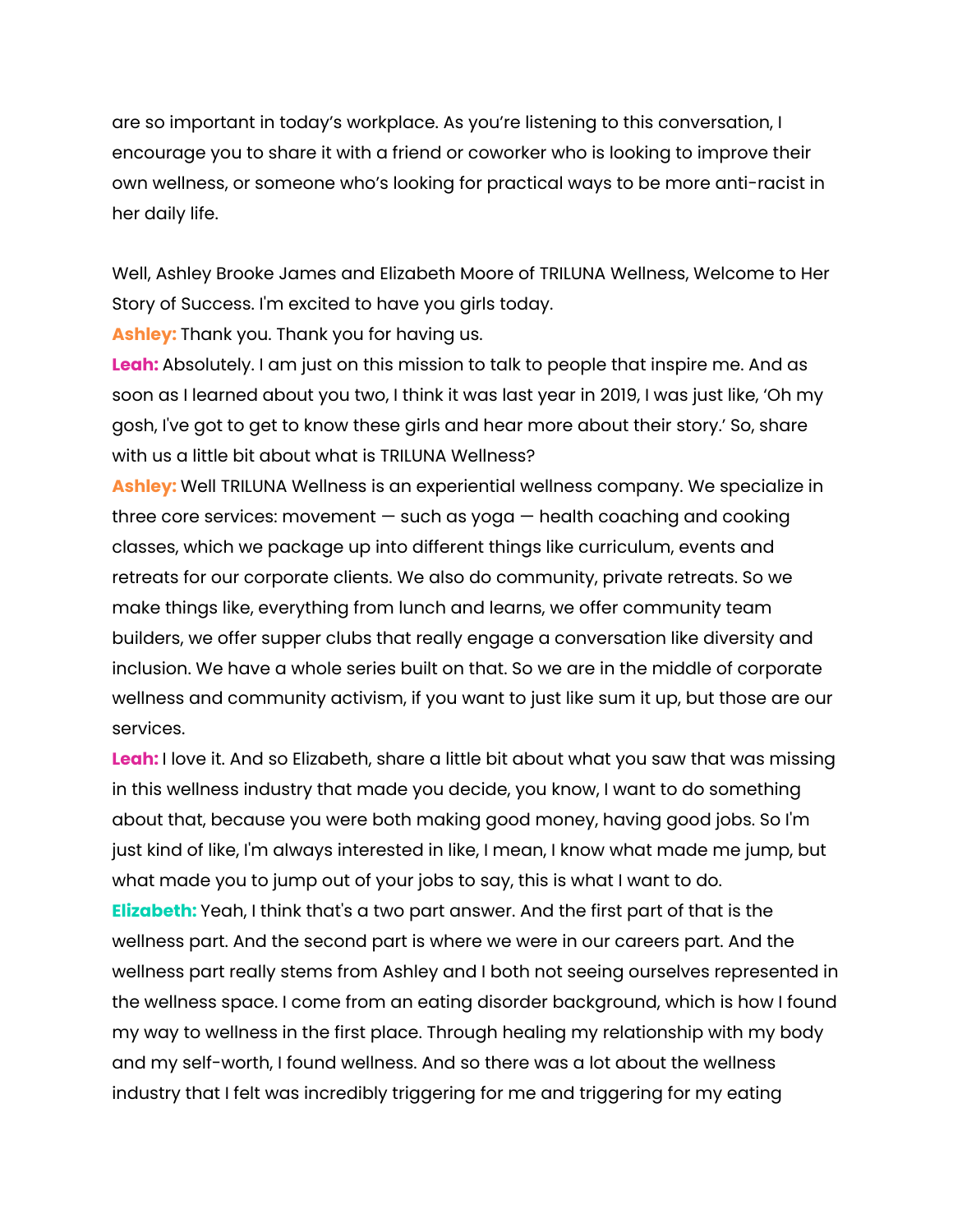are so important in today's workplace. As you're listening to this conversation, I encourage you to share it with a friend or coworker who is looking to improve their own wellness, or someone who's looking for practical ways to be more anti-racist in her daily life.

Well, Ashley Brooke James and Elizabeth Moore of TRILUNA Wellness, Welcome to Her Story of Success. I'm excited to have you girls today.

**Ashley:** Thank you. Thank you for having us.

**Leah:** Absolutely. I am just on this mission to talk to people that inspire me. And as soon as I learned about you two, I think it was last year in 2019, I was just like, 'Oh my gosh, I've got to get to know these girls and hear more about their story.' So, share with us a little bit about what is TRILUNA Wellness?

**Ashley:** Well TRILUNA Wellness is an experiential wellness company. We specialize in three core services: movement — such as yoga — health coaching and cooking classes, which we package up into different things like curriculum, events and retreats for our corporate clients. We also do community, private retreats. So we make things like, everything from lunch and learns, we offer community team builders, we offer supper clubs that really engage a conversation like diversity and inclusion. We have a whole series built on that. So we are in the middle of corporate wellness and community activism, if you want to just like sum it up, but those are our services.

**Leah:** I love it. And so Elizabeth, share a little bit about what you saw that was missing in this wellness industry that made you decide, you know, I want to do something about that, because you were both making good money, having good jobs. So I'm just kind of like, I'm always interested in like, I mean, I know what made me jump, but what made you to jump out of your jobs to say, this is what I want to do.

**Elizabeth:** Yeah, I think that's a two part answer. And the first part of that is the wellness part. And the second part is where we were in our careers part. And the wellness part really stems from Ashley and I both not seeing ourselves represented in the wellness space. I come from an eating disorder background, which is how I found my way to wellness in the first place. Through healing my relationship with my body and my self-worth, I found wellness. And so there was a lot about the wellness industry that I felt was incredibly triggering for me and triggering for my eating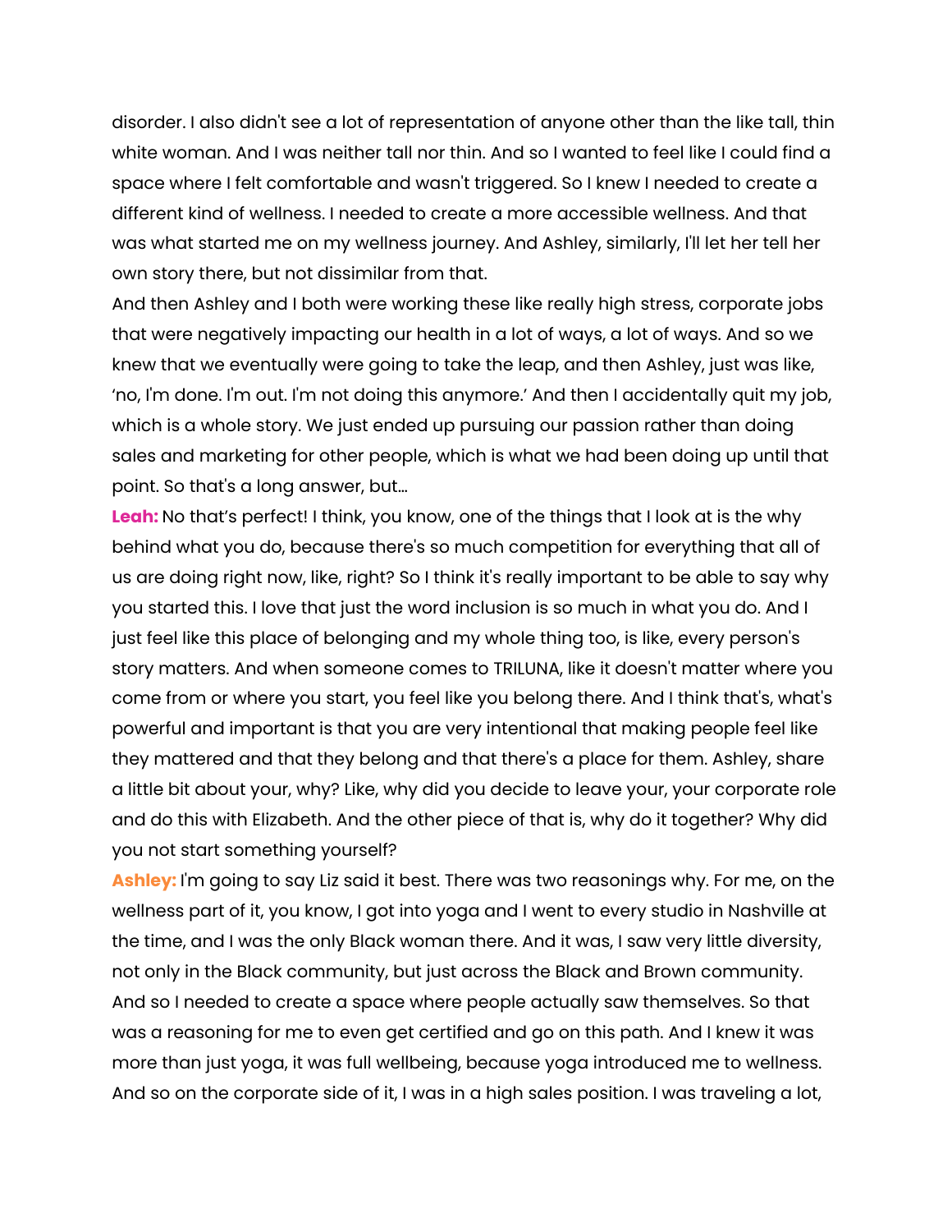disorder. I also didn't see a lot of representation of anyone other than the like tall, thin white woman. And I was neither tall nor thin. And so I wanted to feel like I could find a space where I felt comfortable and wasn't triggered. So I knew I needed to create a different kind of wellness. I needed to create a more accessible wellness. And that was what started me on my wellness journey. And Ashley, similarly, I'll let her tell her own story there, but not dissimilar from that.

And then Ashley and I both were working these like really high stress, corporate jobs that were negatively impacting our health in a lot of ways, a lot of ways. And so we knew that we eventually were going to take the leap, and then Ashley, just was like, 'no, I'm done. I'm out. I'm not doing this anymore.' And then I accidentally quit my job, which is a whole story. We just ended up pursuing our passion rather than doing sales and marketing for other people, which is what we had been doing up until that point. So that's a long answer, but…

**Leah:** No that's perfect! I think, you know, one of the things that I look at is the why behind what you do, because there's so much competition for everything that all of us are doing right now, like, right? So I think it's really important to be able to say why you started this. I love that just the word inclusion is so much in what you do. And I just feel like this place of belonging and my whole thing too, is like, every person's story matters. And when someone comes to TRILUNA, like it doesn't matter where you come from or where you start, you feel like you belong there. And I think that's, what's powerful and important is that you are very intentional that making people feel like they mattered and that they belong and that there's a place for them. Ashley, share a little bit about your, why? Like, why did you decide to leave your, your corporate role and do this with Elizabeth. And the other piece of that is, why do it together? Why did you not start something yourself?

**Ashley:** I'm going to say Liz said it best. There was two reasonings why. For me, on the wellness part of it, you know, I got into yoga and I went to every studio in Nashville at the time, and I was the only Black woman there. And it was, I saw very little diversity, not only in the Black community, but just across the Black and Brown community. And so I needed to create a space where people actually saw themselves. So that was a reasoning for me to even get certified and go on this path. And I knew it was more than just yoga, it was full wellbeing, because yoga introduced me to wellness. And so on the corporate side of it, I was in a high sales position. I was traveling a lot,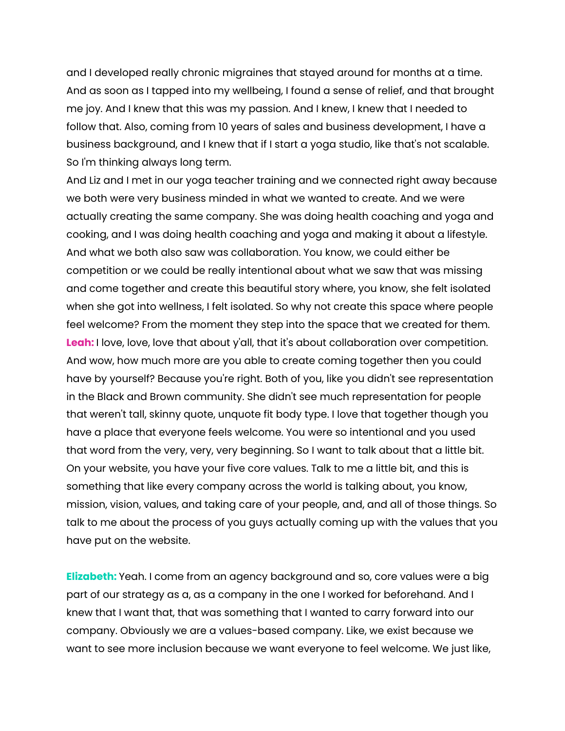and I developed really chronic migraines that stayed around for months at a time. And as soon as I tapped into my wellbeing, I found a sense of relief, and that brought me joy. And I knew that this was my passion. And I knew, I knew that I needed to follow that. Also, coming from 10 years of sales and business development, I have a business background, and I knew that if I start a yoga studio, like that's not scalable. So I'm thinking always long term.

And Liz and I met in our yoga teacher training and we connected right away because we both were very business minded in what we wanted to create. And we were actually creating the same company. She was doing health coaching and yoga and cooking, and I was doing health coaching and yoga and making it about a lifestyle. And what we both also saw was collaboration. You know, we could either be competition or we could be really intentional about what we saw that was missing and come together and create this beautiful story where, you know, she felt isolated when she got into wellness, I felt isolated. So why not create this space where people feel welcome? From the moment they step into the space that we created for them.

**Leah:** I love, love, love that about y'all, that it's about collaboration over competition. And wow, how much more are you able to create coming together then you could have by yourself? Because you're right. Both of you, like you didn't see representation in the Black and Brown community. She didn't see much representation for people that weren't tall, skinny quote, unquote fit body type. I love that together though you have a place that everyone feels welcome. You were so intentional and you used that word from the very, very, very beginning. So I want to talk about that a little bit. On your website, you have your five core values. Talk to me a little bit, and this is something that like every company across the world is talking about, you know, mission, vision, values, and taking care of your people, and, and all of those things. So talk to me about the process of you guys actually coming up with the values that you have put on the website.

**Elizabeth:** Yeah. I come from an agency background and so, core values were a big part of our strategy as a, as a company in the one I worked for beforehand. And I knew that I want that, that was something that I wanted to carry forward into our company. Obviously we are a values-based company. Like, we exist because we want to see more inclusion because we want everyone to feel welcome. We just like,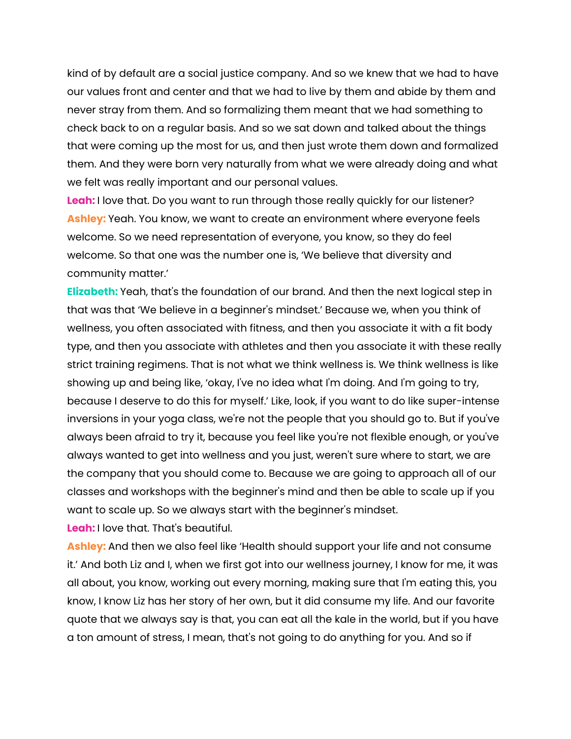kind of by default are a social justice company. And so we knew that we had to have our values front and center and that we had to live by them and abide by them and never stray from them. And so formalizing them meant that we had something to check back to on a regular basis. And so we sat down and talked about the things that were coming up the most for us, and then just wrote them down and formalized them. And they were born very naturally from what we were already doing and what we felt was really important and our personal values.

**Leah:** I love that. Do you want to run through those really quickly for our listener?

**Ashley:** Yeah. You know, we want to create an environment where everyone feels welcome. So we need representation of everyone, you know, so they do feel welcome. So that one was the number one is, 'We believe that diversity and community matter.'

**Elizabeth:** Yeah, that's the foundation of our brand. And then the next logical step in that was that 'We believe in a beginner's mindset.' Because we, when you think of wellness, you often associated with fitness, and then you associate it with a fit body type, and then you associate with athletes and then you associate it with these really strict training regimens. That is not what we think wellness is. We think wellness is like showing up and being like, 'okay, I've no idea what I'm doing. And I'm going to try, because I deserve to do this for myself.' Like, look, if you want to do like super-intense inversions in your yoga class, we're not the people that you should go to. But if you've always been afraid to try it, because you feel like you're not flexible enough, or you've always wanted to get into wellness and you just, weren't sure where to start, we are the company that you should come to. Because we are going to approach all of our classes and workshops with the beginner's mind and then be able to scale up if you want to scale up. So we always start with the beginner's mindset.

**Leah:** I love that. That's beautiful.

**Ashley:** And then we also feel like 'Health should support your life and not consume it.' And both Liz and I, when we first got into our wellness journey, I know for me, it was all about, you know, working out every morning, making sure that I'm eating this, you know, I know Liz has her story of her own, but it did consume my life. And our favorite quote that we always say is that, you can eat all the kale in the world, but if you have a ton amount of stress, I mean, that's not going to do anything for you. And so if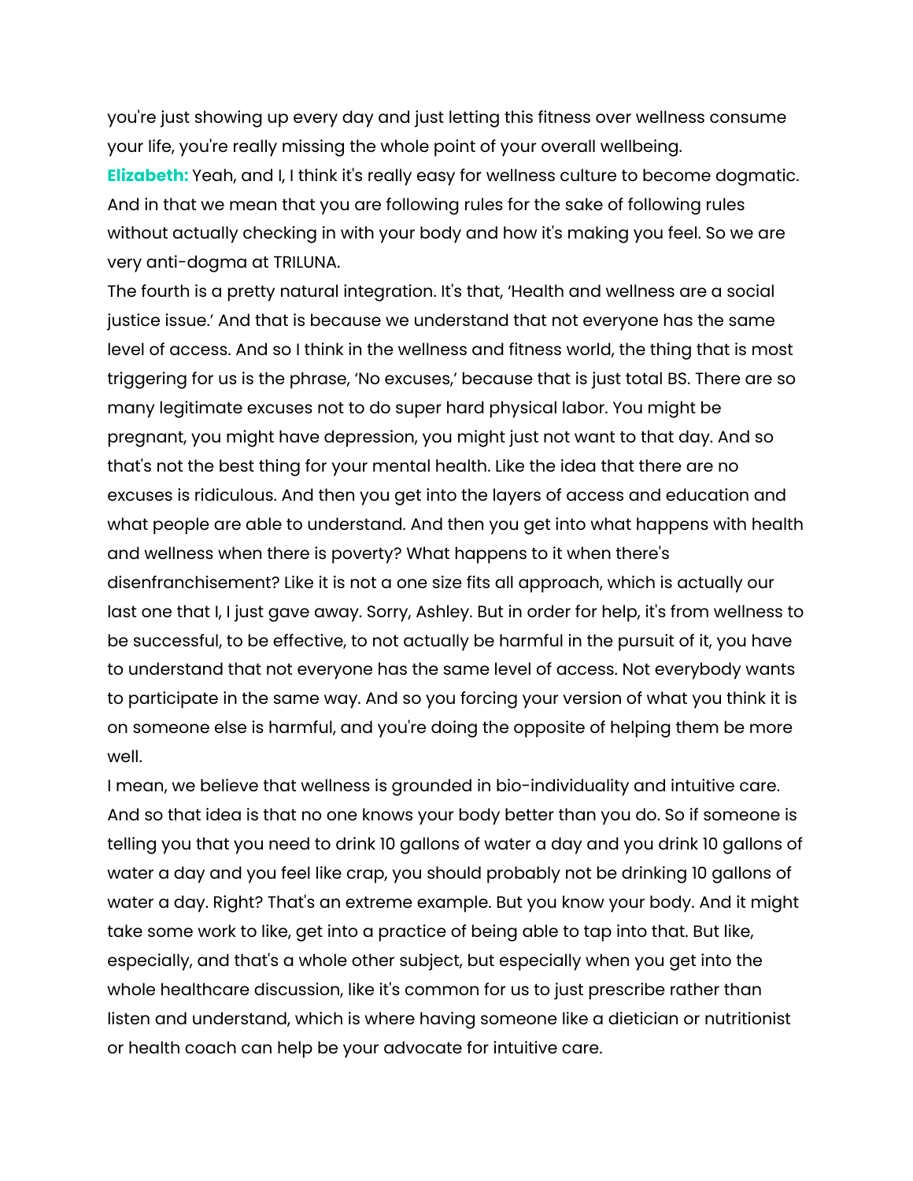you're just showing up every day and just letting this fitness over wellness consume your life, you're really missing the whole point of your overall wellbeing.

**Elizabeth:** Yeah, and I, I think it's really easy for wellness culture to become dogmatic. And in that we mean that you are following rules for the sake of following rules without actually checking in with your body and how it's making you feel. So we are very anti-dogma at TRILUNA.

The fourth is a pretty natural integration. It's that, 'Health and wellness are a social justice issue.' And that is because we understand that not everyone has the same level of access. And so I think in the wellness and fitness world, the thing that is most triggering for us is the phrase, 'No excuses,' because that is just total BS. There are so many legitimate excuses not to do super hard physical labor. You might be pregnant, you might have depression, you might just not want to that day. And so that's not the best thing for your mental health. Like the idea that there are no excuses is ridiculous. And then you get into the layers of access and education and what people are able to understand. And then you get into what happens with health and wellness when there is poverty? What happens to it when there's disenfranchisement? Like it is not a one size fits all approach, which is actually our last one that I, I just gave away. Sorry, Ashley. But in order for help, it's from wellness to be successful, to be effective, to not actually be harmful in the pursuit of it, you have to understand that not everyone has the same level of access. Not everybody wants to participate in the same way. And so you forcing your version of what you think it is on someone else is harmful, and you're doing the opposite of helping them be more well.

I mean, we believe that wellness is grounded in bio-individuality and intuitive care. And so that idea is that no one knows your body better than you do. So if someone is telling you that you need to drink 10 gallons of water a day and you drink 10 gallons of water a day and you feel like crap, you should probably not be drinking 10 gallons of water a day. Right? That's an extreme example. But you know your body. And it might take some work to like, get into a practice of being able to tap into that. But like, especially, and that's a whole other subject, but especially when you get into the whole healthcare discussion, like it's common for us to just prescribe rather than listen and understand, which is where having someone like a dietician or nutritionist or health coach can help be your advocate for intuitive care.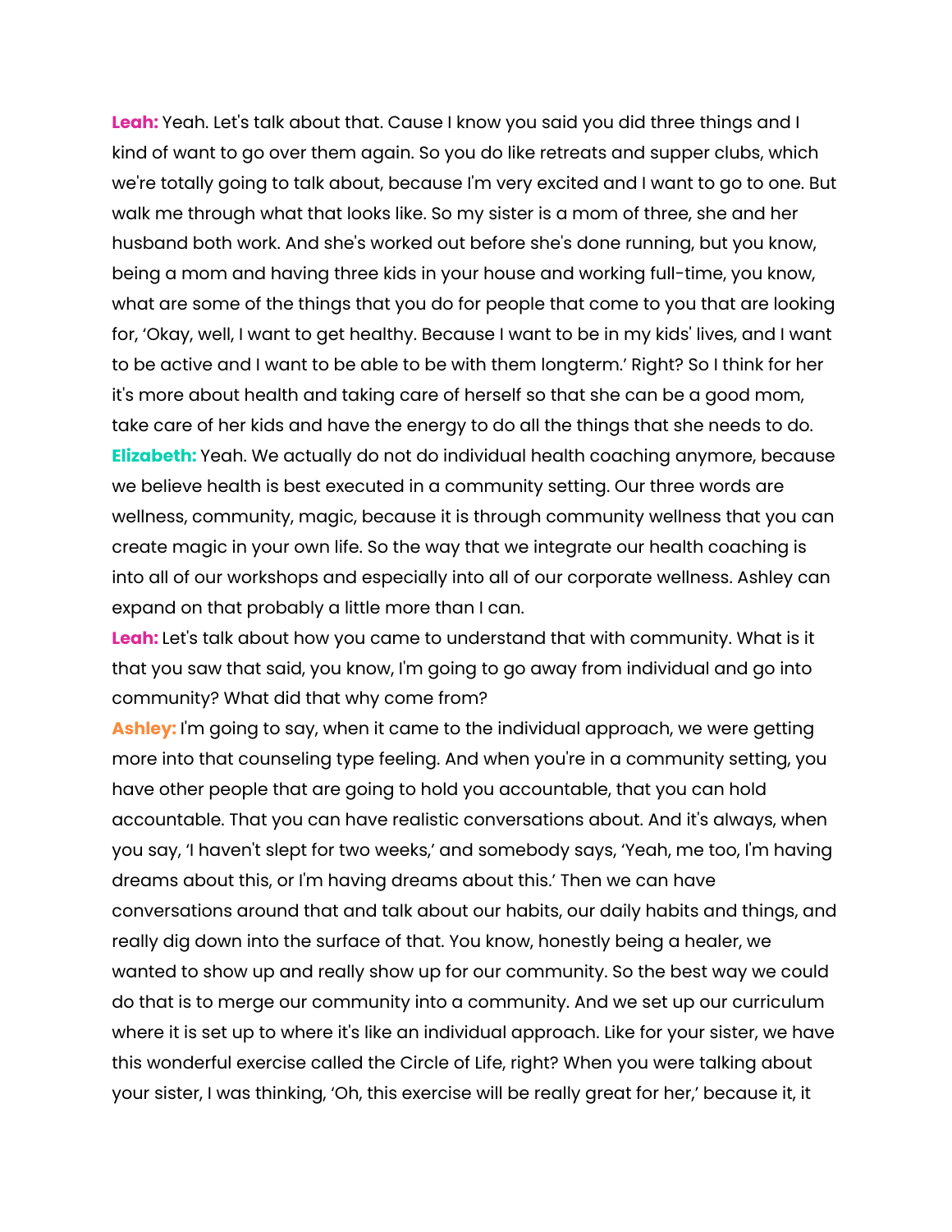**Leah:** Yeah. Let's talk about that. Cause I know you said you did three things and I kind of want to go over them again. So you do like retreats and supper clubs, which we're totally going to talk about, because I'm very excited and I want to go to one. But walk me through what that looks like. So my sister is a mom of three, she and her husband both work. And she's worked out before she's done running, but you know, being a mom and having three kids in your house and working full-time, you know, what are some of the things that you do for people that come to you that are looking for, 'Okay, well, I want to get healthy. Because I want to be in my kids' lives, and I want to be active and I want to be able to be with them longterm.' Right? So I think for her it's more about health and taking care of herself so that she can be a good mom, take care of her kids and have the energy to do all the things that she needs to do.

**Elizabeth:** Yeah. We actually do not do individual health coaching anymore, because we believe health is best executed in a community setting. Our three words are wellness, community, magic, because it is through community wellness that you can create magic in your own life. So the way that we integrate our health coaching is into all of our workshops and especially into all of our corporate wellness. Ashley can expand on that probably a little more than I can.

**Leah:** Let's talk about how you came to understand that with community. What is it that you saw that said, you know, I'm going to go away from individual and go into community? What did that why come from?

**Ashley:** I'm going to say, when it came to the individual approach, we were getting more into that counseling type feeling. And when you're in a community setting, you have other people that are going to hold you accountable, that you can hold accountable. That you can have realistic conversations about. And it's always, when you say, 'I haven't slept for two weeks,' and somebody says, 'Yeah, me too, I'm having dreams about this, or I'm having dreams about this.' Then we can have conversations around that and talk about our habits, our daily habits and things, and really dig down into the surface of that. You know, honestly being a healer, we wanted to show up and really show up for our community. So the best way we could do that is to merge our community into a community. And we set up our curriculum where it is set up to where it's like an individual approach. Like for your sister, we have this wonderful exercise called the Circle of Life, right? When you were talking about your sister, I was thinking, 'Oh, this exercise will be really great for her,' because it, it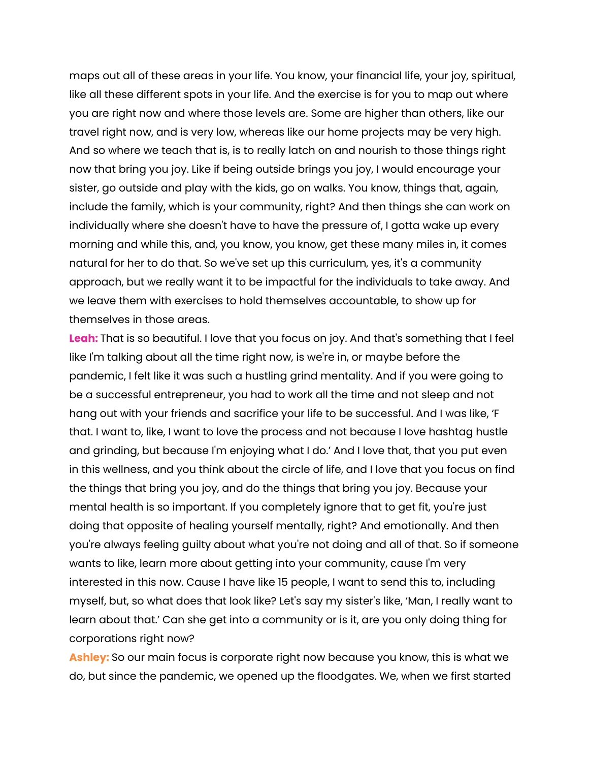maps out all of these areas in your life. You know, your financial life, your joy, spiritual, like all these different spots in your life. And the exercise is for you to map out where you are right now and where those levels are. Some are higher than others, like our travel right now, and is very low, whereas like our home projects may be very high. And so where we teach that is, is to really latch on and nourish to those things right now that bring you joy. Like if being outside brings you joy, I would encourage your sister, go outside and play with the kids, go on walks. You know, things that, again, include the family, which is your community, right? And then things she can work on individually where she doesn't have to have the pressure of, I gotta wake up every morning and while this, and, you know, you know, get these many miles in, it comes natural for her to do that. So we've set up this curriculum, yes, it's a community approach, but we really want it to be impactful for the individuals to take away. And we leave them with exercises to hold themselves accountable, to show up for themselves in those areas.

**Leah:** That is so beautiful. I love that you focus on joy. And that's something that I feel like I'm talking about all the time right now, is we're in, or maybe before the pandemic, I felt like it was such a hustling grind mentality. And if you were going to be a successful entrepreneur, you had to work all the time and not sleep and not hang out with your friends and sacrifice your life to be successful. And I was like, 'F that. I want to, like, I want to love the process and not because I love hashtag hustle and grinding, but because I'm enjoying what I do.' And I love that, that you put even in this wellness, and you think about the circle of life, and I love that you focus on find the things that bring you joy, and do the things that bring you joy. Because your mental health is so important. If you completely ignore that to get fit, you're just doing that opposite of healing yourself mentally, right? And emotionally. And then you're always feeling guilty about what you're not doing and all of that. So if someone wants to like, learn more about getting into your community, cause I'm very interested in this now. Cause I have like 15 people, I want to send this to, including myself, but, so what does that look like? Let's say my sister's like, 'Man, I really want to learn about that.' Can she get into a community or is it, are you only doing thing for corporations right now?

**Ashley:** So our main focus is corporate right now because you know, this is what we do, but since the pandemic, we opened up the floodgates. We, when we first started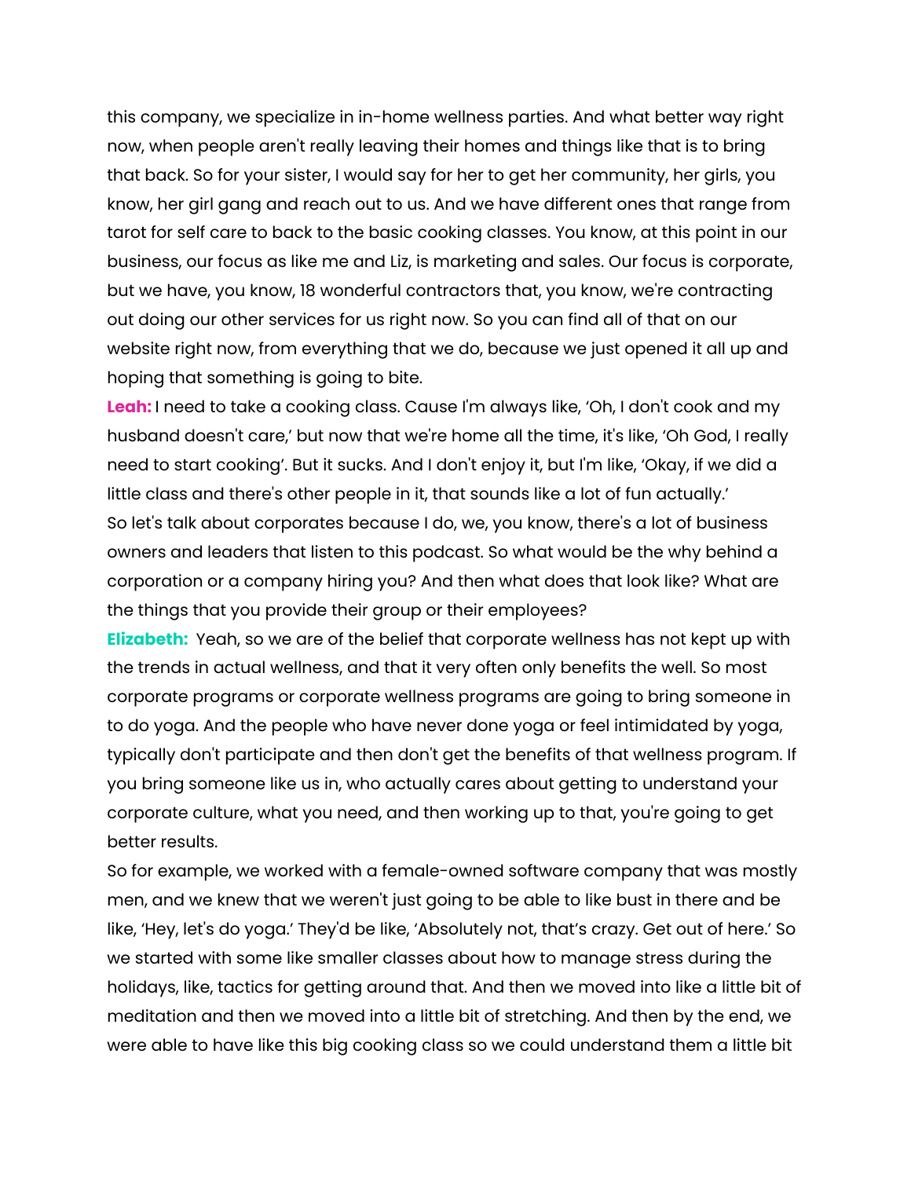this company, we specialize in in-home wellness parties. And what better way right now, when people aren't really leaving their homes and things like that is to bring that back. So for your sister, I would say for her to get her community, her girls, you know, her girl gang and reach out to us. And we have different ones that range from tarot for self care to back to the basic cooking classes. You know, at this point in our business, our focus as like me and Liz, is marketing and sales. Our focus is corporate, but we have, you know, 18 wonderful contractors that, you know, we're contracting out doing our other services for us right now. So you can find all of that on our website right now, from everything that we do, because we just opened it all up and hoping that something is going to bite.

**Leah:** I need to take a cooking class. Cause I'm always like, 'Oh, I don't cook and my husband doesn't care,' but now that we're home all the time, it's like, 'Oh God, I really need to start cooking'. But it sucks. And I don't enjoy it, but I'm like, 'Okay, if we did a little class and there's other people in it, that sounds like a lot of fun actually.'

So let's talk about corporates because I do, we, you know, there's a lot of business owners and leaders that listen to this podcast. So what would be the why behind a corporation or a company hiring you? And then what does that look like? What are the things that you provide their group or their employees?

**Elizabeth:** Yeah, so we are of the belief that corporate wellness has not kept up with the trends in actual wellness, and that it very often only benefits the well. So most corporate programs or corporate wellness programs are going to bring someone in to do yoga. And the people who have never done yoga or feel intimidated by yoga, typically don't participate and then don't get the benefits of that wellness program. If you bring someone like us in, who actually cares about getting to understand your corporate culture, what you need, and then working up to that, you're going to get better results.

So for example, we worked with a female-owned software company that was mostly men, and we knew that we weren't just going to be able to like bust in there and be like, 'Hey, let's do yoga.' They'd be like, 'Absolutely not, that's crazy. Get out of here.' So we started with some like smaller classes about how to manage stress during the holidays, like, tactics for getting around that. And then we moved into like a little bit of meditation and then we moved into a little bit of stretching. And then by the end, we were able to have like this big cooking class so we could understand them a little bit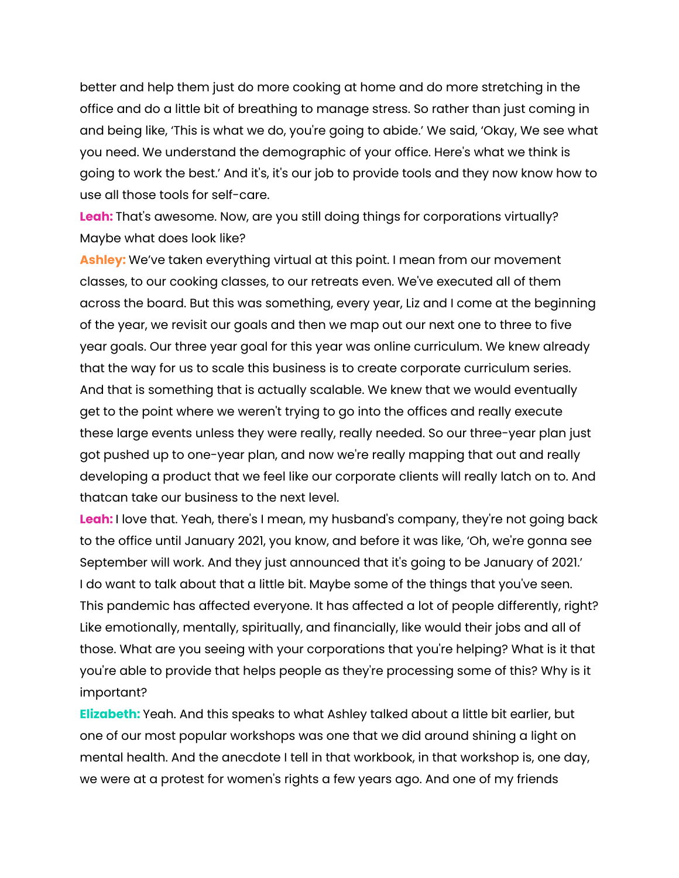better and help them just do more cooking at home and do more stretching in the office and do a little bit of breathing to manage stress. So rather than just coming in and being like, 'This is what we do, you're going to abide.' We said, 'Okay, We see what you need. We understand the demographic of your office. Here's what we think is going to work the best.' And it's, it's our job to provide tools and they now know how to use all those tools for self-care.

**Leah:** That's awesome. Now, are you still doing things for corporations virtually? Maybe what does look like?

**Ashley:** We've taken everything virtual at this point. I mean from our movement classes, to our cooking classes, to our retreats even. We've executed all of them across the board. But this was something, every year, Liz and I come at the beginning of the year, we revisit our goals and then we map out our next one to three to five year goals. Our three year goal for this year was online curriculum. We knew already that the way for us to scale this business is to create corporate curriculum series. And that is something that is actually scalable. We knew that we would eventually get to the point where we weren't trying to go into the offices and really execute these large events unless they were really, really needed. So our three-year plan just got pushed up to one-year plan, and now we're really mapping that out and really developing a product that we feel like our corporate clients will really latch on to. And thatcan take our business to the next level.

**Leah:** I love that. Yeah, there's I mean, my husband's company, they're not going back to the office until January 2021, you know, and before it was like, 'Oh, we're gonna see September will work. And they just announced that it's going to be January of 2021.' I do want to talk about that a little bit. Maybe some of the things that you've seen. This pandemic has affected everyone. It has affected a lot of people differently, right? Like emotionally, mentally, spiritually, and financially, like would their jobs and all of those. What are you seeing with your corporations that you're helping? What is it that you're able to provide that helps people as they're processing some of this? Why is it important?

**Elizabeth:** Yeah. And this speaks to what Ashley talked about a little bit earlier, but one of our most popular workshops was one that we did around shining a light on mental health. And the anecdote I tell in that workbook, in that workshop is, one day, we were at a protest for women's rights a few years ago. And one of my friends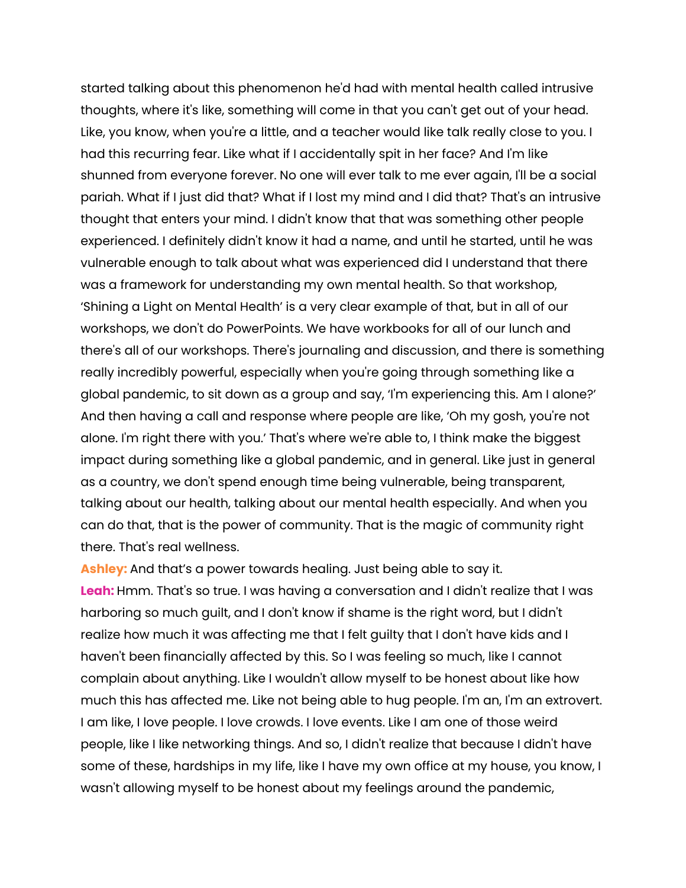started talking about this phenomenon he'd had with mental health called intrusive thoughts, where it's like, something will come in that you can't get out of your head. Like, you know, when you're a little, and a teacher would like talk really close to you. I had this recurring fear. Like what if I accidentally spit in her face? And I'm like shunned from everyone forever. No one will ever talk to me ever again, I'll be a social pariah. What if I just did that? What if I lost my mind and I did that? That's an intrusive thought that enters your mind. I didn't know that that was something other people experienced. I definitely didn't know it had a name, and until he started, until he was vulnerable enough to talk about what was experienced did I understand that there was a framework for understanding my own mental health. So that workshop, 'Shining a Light on Mental Health' is a very clear example of that, but in all of our workshops, we don't do PowerPoints. We have workbooks for all of our lunch and there's all of our workshops. There's journaling and discussion, and there is something really incredibly powerful, especially when you're going through something like a global pandemic, to sit down as a group and say, 'I'm experiencing this. Am I alone?' And then having a call and response where people are like, 'Oh my gosh, you're not alone. I'm right there with you.' That's where we're able to, I think make the biggest impact during something like a global pandemic, and in general. Like just in general as a country, we don't spend enough time being vulnerable, being transparent, talking about our health, talking about our mental health especially. And when you can do that, that is the power of community. That is the magic of community right there. That's real wellness.

**Ashley:** And that's a power towards healing. Just being able to say it.

**Leah:** Hmm. That's so true. I was having a conversation and I didn't realize that I was harboring so much guilt, and I don't know if shame is the right word, but I didn't realize how much it was affecting me that I felt guilty that I don't have kids and I haven't been financially affected by this. So I was feeling so much, like I cannot complain about anything. Like I wouldn't allow myself to be honest about like how much this has affected me. Like not being able to hug people. I'm an, I'm an extrovert. I am like, I love people. I love crowds. I love events. Like I am one of those weird people, like I like networking things. And so, I didn't realize that because I didn't have some of these, hardships in my life, like I have my own office at my house, you know, I wasn't allowing myself to be honest about my feelings around the pandemic,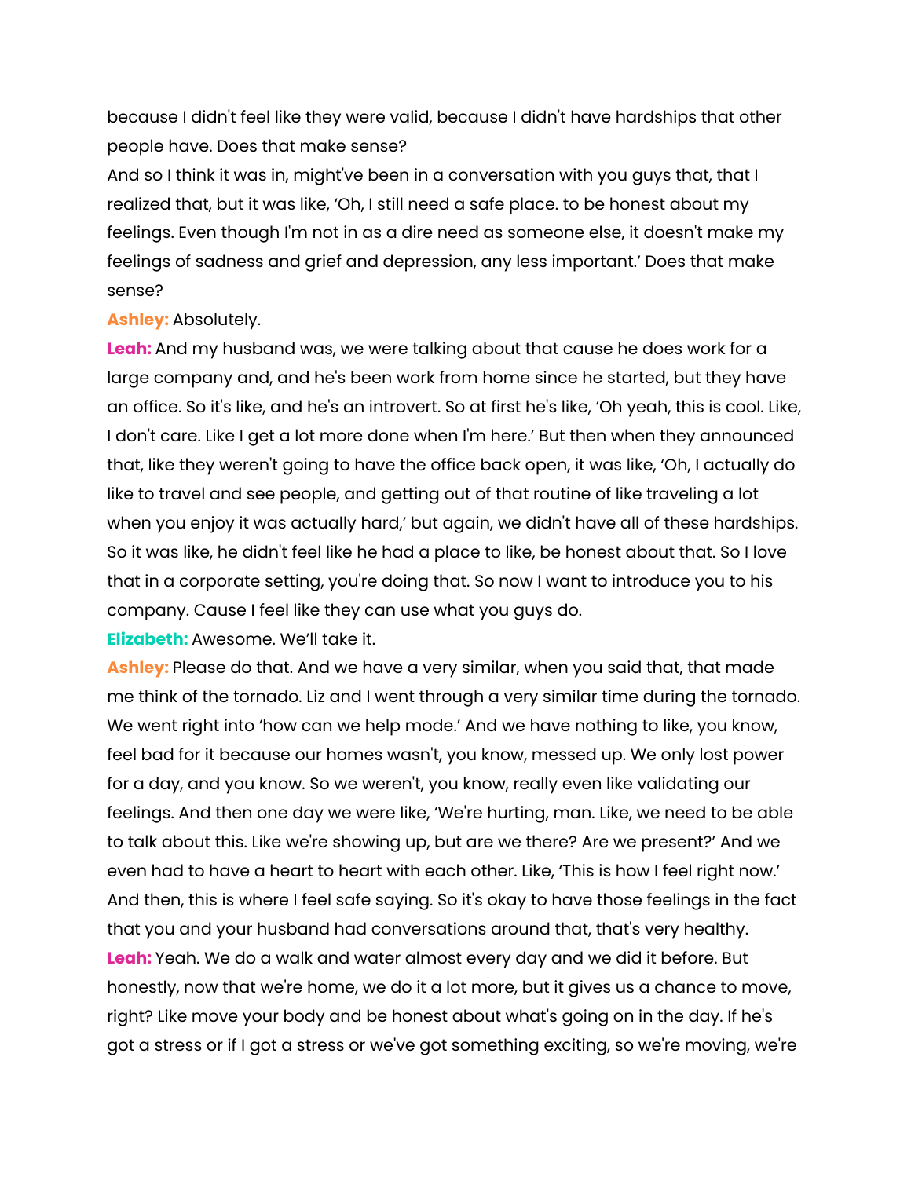because I didn't feel like they were valid, because I didn't have hardships that other people have. Does that make sense?

And so I think it was in, might've been in a conversation with you guys that, that I realized that, but it was like, 'Oh, I still need a safe place. to be honest about my feelings. Even though I'm not in as a dire need as someone else, it doesn't make my feelings of sadness and grief and depression, any less important.' Does that make sense?

**Ashley:** Absolutely.

**Leah:** And my husband was, we were talking about that cause he does work for a large company and, and he's been work from home since he started, but they have an office. So it's like, and he's an introvert. So at first he's like, 'Oh yeah, this is cool. Like, I don't care. Like I get a lot more done when I'm here.' But then when they announced that, like they weren't going to have the office back open, it was like, 'Oh, I actually do like to travel and see people, and getting out of that routine of like traveling a lot when you enjoy it was actually hard,' but again, we didn't have all of these hardships. So it was like, he didn't feel like he had a place to like, be honest about that. So I love that in a corporate setting, you're doing that. So now I want to introduce you to his company. Cause I feel like they can use what you guys do.

**Elizabeth:** Awesome. We'll take it.

**Ashley:** Please do that. And we have a very similar, when you said that, that made me think of the tornado. Liz and I went through a very similar time during the tornado. We went right into 'how can we help mode.' And we have nothing to like, you know, feel bad for it because our homes wasn't, you know, messed up. We only lost power for a day, and you know. So we weren't, you know, really even like validating our feelings. And then one day we were like, 'We're hurting, man. Like, we need to be able to talk about this. Like we're showing up, but are we there? Are we present?' And we even had to have a heart to heart with each other. Like, 'This is how I feel right now.' And then, this is where I feel safe saying. So it's okay to have those feelings in the fact that you and your husband had conversations around that, that's very healthy.

**Leah:** Yeah. We do a walk and water almost every day and we did it before. But honestly, now that we're home, we do it a lot more, but it gives us a chance to move, right? Like move your body and be honest about what's going on in the day. If he's got a stress or if I got a stress or we've got something exciting, so we're moving, we're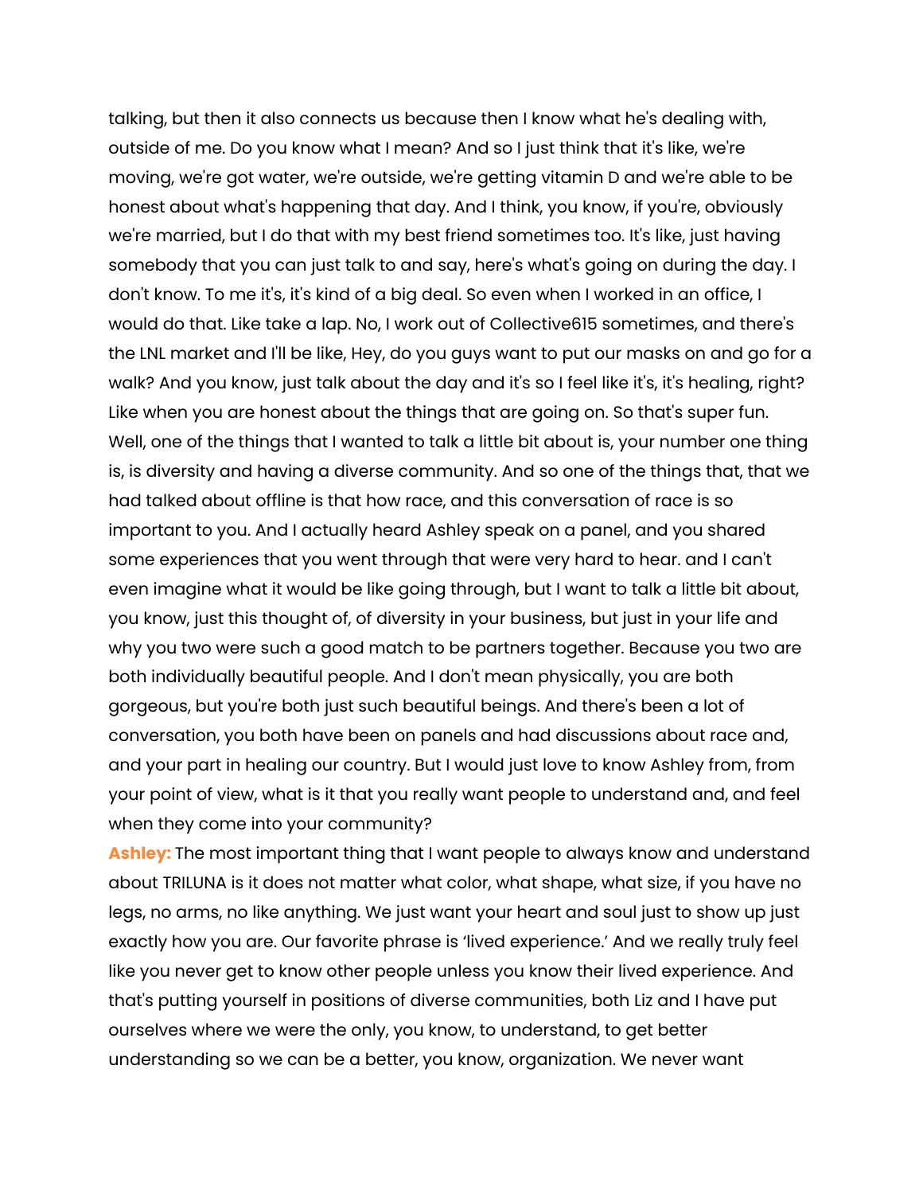talking, but then it also connects us because then I know what he's dealing with, outside of me. Do you know what I mean? And so I just think that it's like, we're moving, we're got water, we're outside, we're getting vitamin D and we're able to be honest about what's happening that day. And I think, you know, if you're, obviously we're married, but I do that with my best friend sometimes too. It's like, just having somebody that you can just talk to and say, here's what's going on during the day. I don't know. To me it's, it's kind of a big deal. So even when I worked in an office, I would do that. Like take a lap. No, I work out of Collective615 sometimes, and there's the LNL market and I'll be like, Hey, do you guys want to put our masks on and go for a walk? And you know, just talk about the day and it's so I feel like it's, it's healing, right? Like when you are honest about the things that are going on. So that's super fun. Well, one of the things that I wanted to talk a little bit about is, your number one thing is, is diversity and having a diverse community. And so one of the things that, that we had talked about offline is that how race, and this conversation of race is so important to you. And I actually heard Ashley speak on a panel, and you shared some experiences that you went through that were very hard to hear. and I can't even imagine what it would be like going through, but I want to talk a little bit about, you know, just this thought of, of diversity in your business, but just in your life and why you two were such a good match to be partners together. Because you two are both individually beautiful people. And I don't mean physically, you are both gorgeous, but you're both just such beautiful beings. And there's been a lot of conversation, you both have been on panels and had discussions about race and, and your part in healing our country. But I would just love to know Ashley from, from your point of view, what is it that you really want people to understand and, and feel when they come into your community?

**Ashley:** The most important thing that I want people to always know and understand about TRILUNA is it does not matter what color, what shape, what size, if you have no legs, no arms, no like anything. We just want your heart and soul just to show up just exactly how you are. Our favorite phrase is 'lived experience.' And we really truly feel like you never get to know other people unless you know their lived experience. And that's putting yourself in positions of diverse communities, both Liz and I have put ourselves where we were the only, you know, to understand, to get better understanding so we can be a better, you know, organization. We never want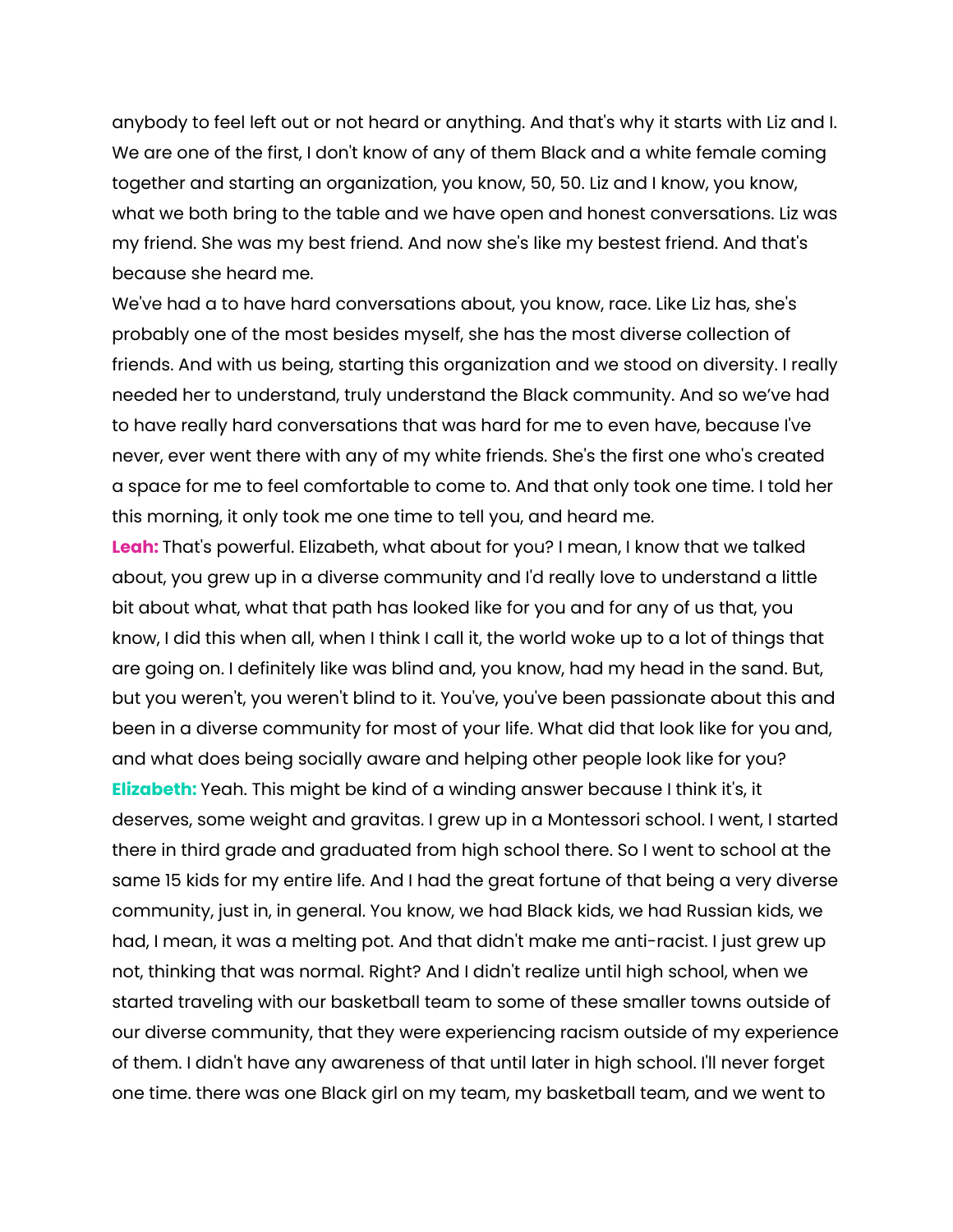anybody to feel left out or not heard or anything. And that's why it starts with Liz and I. We are one of the first, I don't know of any of them Black and a white female coming together and starting an organization, you know, 50, 50. Liz and I know, you know, what we both bring to the table and we have open and honest conversations. Liz was my friend. She was my best friend. And now she's like my bestest friend. And that's because she heard me.

We've had a to have hard conversations about, you know, race. Like Liz has, she's probably one of the most besides myself, she has the most diverse collection of friends. And with us being, starting this organization and we stood on diversity. I really needed her to understand, truly understand the Black community. And so we've had to have really hard conversations that was hard for me to even have, because I've never, ever went there with any of my white friends. She's the first one who's created a space for me to feel comfortable to come to. And that only took one time. I told her this morning, it only took me one time to tell you, and heard me.

**Leah:** That's powerful. Elizabeth, what about for you? I mean, I know that we talked about, you grew up in a diverse community and I'd really love to understand a little bit about what, what that path has looked like for you and for any of us that, you know, I did this when all, when I think I call it, the world woke up to a lot of things that are going on. I definitely like was blind and, you know, had my head in the sand. But, but you weren't, you weren't blind to it. You've, you've been passionate about this and been in a diverse community for most of your life. What did that look like for you and, and what does being socially aware and helping other people look like for you?

**Elizabeth:** Yeah. This might be kind of a winding answer because I think it's, it deserves, some weight and gravitas. I grew up in a Montessori school. I went, I started there in third grade and graduated from high school there. So I went to school at the same 15 kids for my entire life. And I had the great fortune of that being a very diverse community, just in, in general. You know, we had Black kids, we had Russian kids, we had, I mean, it was a melting pot. And that didn't make me anti-racist. I just grew up not, thinking that was normal. Right? And I didn't realize until high school, when we started traveling with our basketball team to some of these smaller towns outside of our diverse community, that they were experiencing racism outside of my experience of them. I didn't have any awareness of that until later in high school. I'll never forget one time. there was one Black girl on my team, my basketball team, and we went to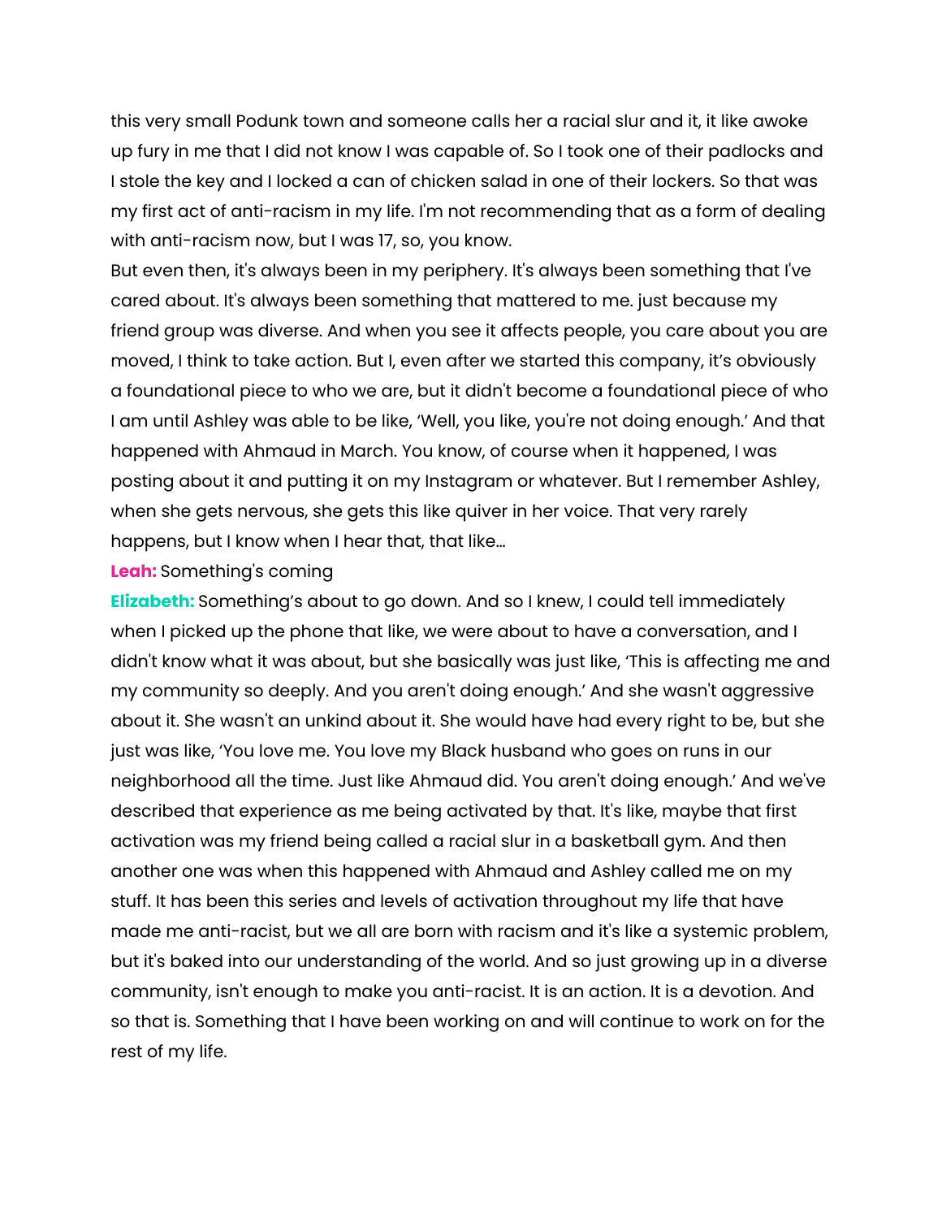this very small Podunk town and someone calls her a racial slur and it, it like awoke up fury in me that I did not know I was capable of. So I took one of their padlocks and I stole the key and I locked a can of chicken salad in one of their lockers. So that was my first act of anti-racism in my life. I'm not recommending that as a form of dealing with anti-racism now, but I was 17, so, you know.

But even then, it's always been in my periphery. It's always been something that I've cared about. It's always been something that mattered to me. just because my friend group was diverse. And when you see it affects people, you care about you are moved, I think to take action. But I, even after we started this company, it's obviously a foundational piece to who we are, but it didn't become a foundational piece of who I am until Ashley was able to be like, 'Well, you like, you're not doing enough.' And that happened with Ahmaud in March. You know, of course when it happened, I was posting about it and putting it on my Instagram or whatever. But I remember Ashley, when she gets nervous, she gets this like quiver in her voice. That very rarely happens, but I know when I hear that, that like...

**Leah:** Something's coming

**Elizabeth:** Something's about to go down. And so I knew, I could tell immediately when I picked up the phone that like, we were about to have a conversation, and I didn't know what it was about, but she basically was just like, 'This is affecting me and my community so deeply. And you aren't doing enough.' And she wasn't aggressive about it. She wasn't an unkind about it. She would have had every right to be, but she just was like, 'You love me. You love my Black husband who goes on runs in our neighborhood all the time. Just like Ahmaud did. You aren't doing enough.' And we've described that experience as me being activated by that. It's like, maybe that first activation was my friend being called a racial slur in a basketball gym. And then another one was when this happened with Ahmaud and Ashley called me on my stuff. It has been this series and levels of activation throughout my life that have made me anti-racist, but we all are born with racism and it's like a systemic problem, but it's baked into our understanding of the world. And so just growing up in a diverse community, isn't enough to make you anti-racist. It is an action. It is a devotion. And so that is. Something that I have been working on and will continue to work on for the rest of my life.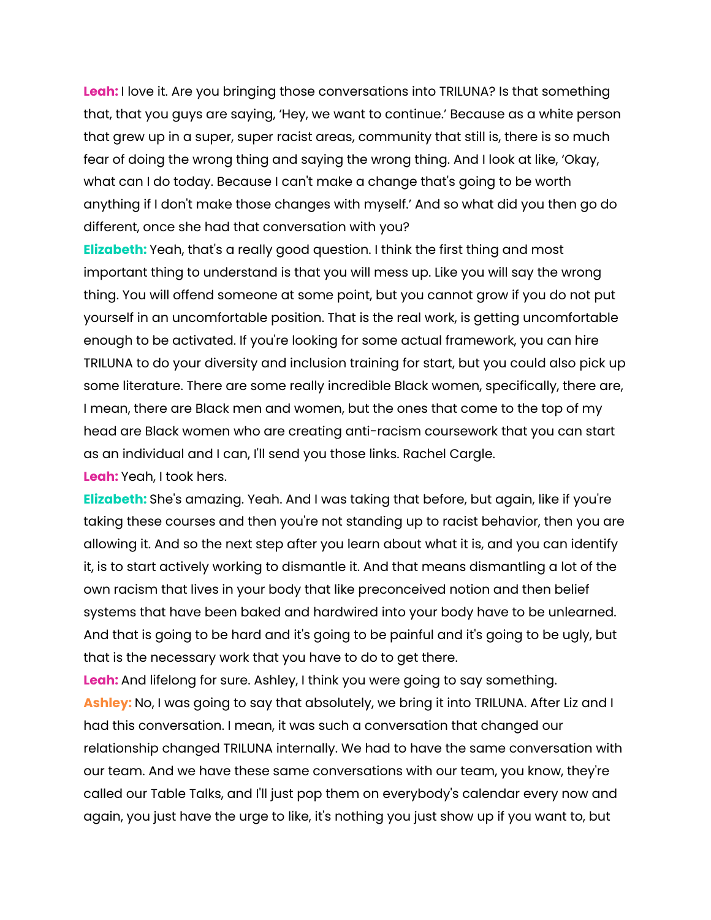**Leah:** I love it. Are you bringing those conversations into TRILUNA? Is that something that, that you guys are saying, 'Hey, we want to continue.' Because as a white person that grew up in a super, super racist areas, community that still is, there is so much fear of doing the wrong thing and saying the wrong thing. And I look at like, 'Okay, what can I do today. Because I can't make a change that's going to be worth anything if I don't make those changes with myself.' And so what did you then go do different, once she had that conversation with you?

**Elizabeth:** Yeah, that's a really good question. I think the first thing and most important thing to understand is that you will mess up. Like you will say the wrong thing. You will offend someone at some point, but you cannot grow if you do not put yourself in an uncomfortable position. That is the real work, is getting uncomfortable enough to be activated. If you're looking for some actual framework, you can hire TRILUNA to do your diversity and inclusion training for start, but you could also pick up some literature. There are some really incredible Black women, specifically, there are, I mean, there are Black men and women, but the ones that come to the top of my head are Black women who are creating anti-racism coursework that you can start as an individual and I can, I'll send you those links. Rachel Cargle.

**Leah:** Yeah, I took hers.

**Elizabeth:** She's amazing. Yeah. And I was taking that before, but again, like if you're taking these courses and then you're not standing up to racist behavior, then you are allowing it. And so the next step after you learn about what it is, and you can identify it, is to start actively working to dismantle it. And that means dismantling a lot of the own racism that lives in your body that like preconceived notion and then belief systems that have been baked and hardwired into your body have to be unlearned. And that is going to be hard and it's going to be painful and it's going to be ugly, but that is the necessary work that you have to do to get there.

**Leah:** And lifelong for sure. Ashley, I think you were going to say something.

**Ashley:** No, I was going to say that absolutely, we bring it into TRILUNA. After Liz and I had this conversation. I mean, it was such a conversation that changed our relationship changed TRILUNA internally. We had to have the same conversation with our team. And we have these same conversations with our team, you know, they're called our Table Talks, and I'll just pop them on everybody's calendar every now and again, you just have the urge to like, it's nothing you just show up if you want to, but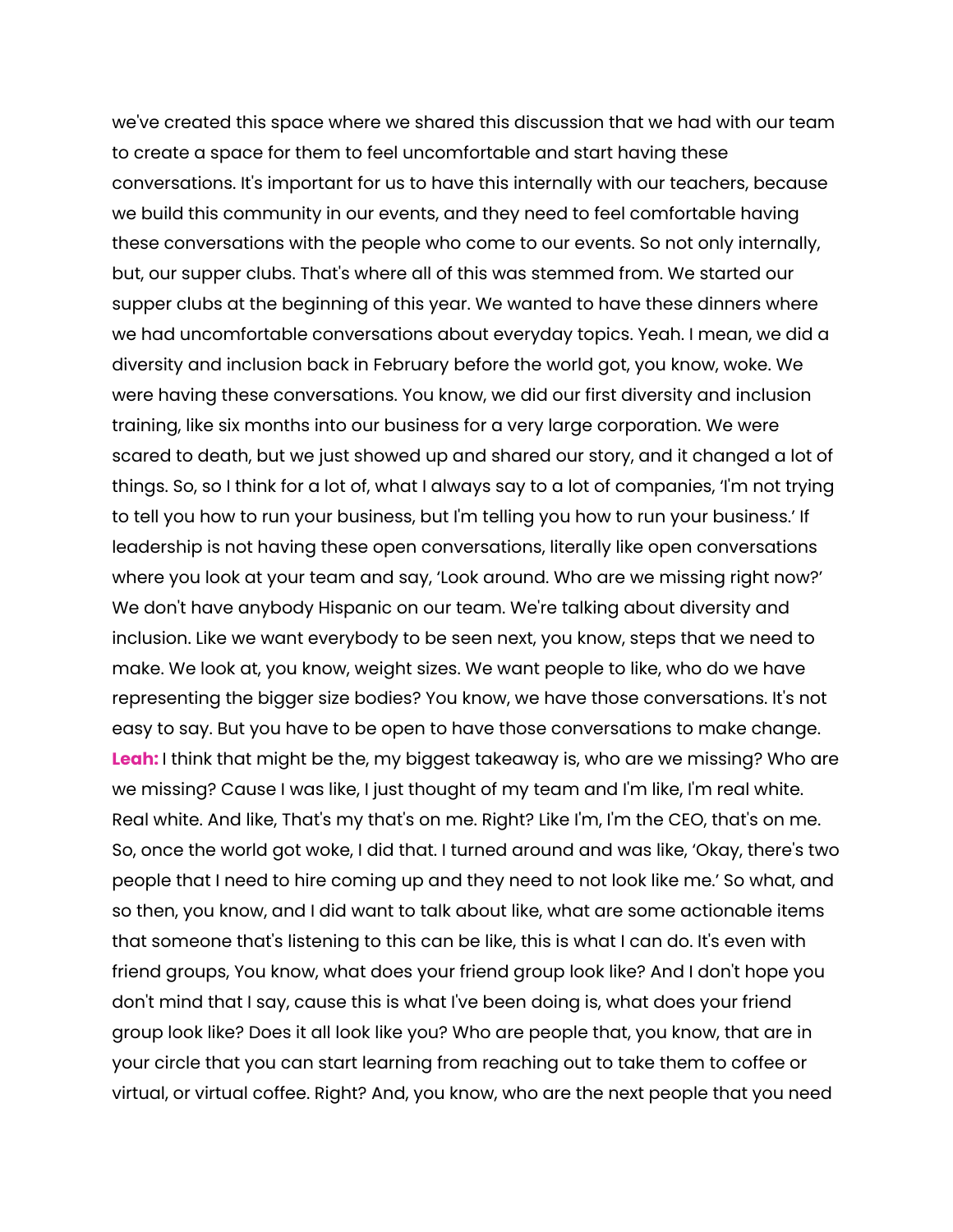we've created this space where we shared this discussion that we had with our team to create a space for them to feel uncomfortable and start having these conversations. It's important for us to have this internally with our teachers, because we build this community in our events, and they need to feel comfortable having these conversations with the people who come to our events. So not only internally, but, our supper clubs. That's where all of this was stemmed from. We started our supper clubs at the beginning of this year. We wanted to have these dinners where we had uncomfortable conversations about everyday topics. Yeah. I mean, we did a diversity and inclusion back in February before the world got, you know, woke. We were having these conversations. You know, we did our first diversity and inclusion training, like six months into our business for a very large corporation. We were scared to death, but we just showed up and shared our story, and it changed a lot of things. So, so I think for a lot of, what I always say to a lot of companies, 'I'm not trying to tell you how to run your business, but I'm telling you how to run your business.' If leadership is not having these open conversations, literally like open conversations where you look at your team and say, 'Look around. Who are we missing right now?' We don't have anybody Hispanic on our team. We're talking about diversity and inclusion. Like we want everybody to be seen next, you know, steps that we need to make. We look at, you know, weight sizes. We want people to like, who do we have representing the bigger size bodies? You know, we have those conversations. It's not easy to say. But you have to be open to have those conversations to make change.

**Leah:** I think that might be the, my biggest takeaway is, who are we missing? Who are we missing? Cause I was like, I just thought of my team and I'm like, I'm real white. Real white. And like, That's my that's on me. Right? Like I'm, I'm the CEO, that's on me. So, once the world got woke, I did that. I turned around and was like, 'Okay, there's two people that I need to hire coming up and they need to not look like me.' So what, and so then, you know, and I did want to talk about like, what are some actionable items that someone that's listening to this can be like, this is what I can do. It's even with friend groups, You know, what does your friend group look like? And I don't hope you don't mind that I say, cause this is what I've been doing is, what does your friend group look like? Does it all look like you? Who are people that, you know, that are in your circle that you can start learning from reaching out to take them to coffee or virtual, or virtual coffee. Right? And, you know, who are the next people that you need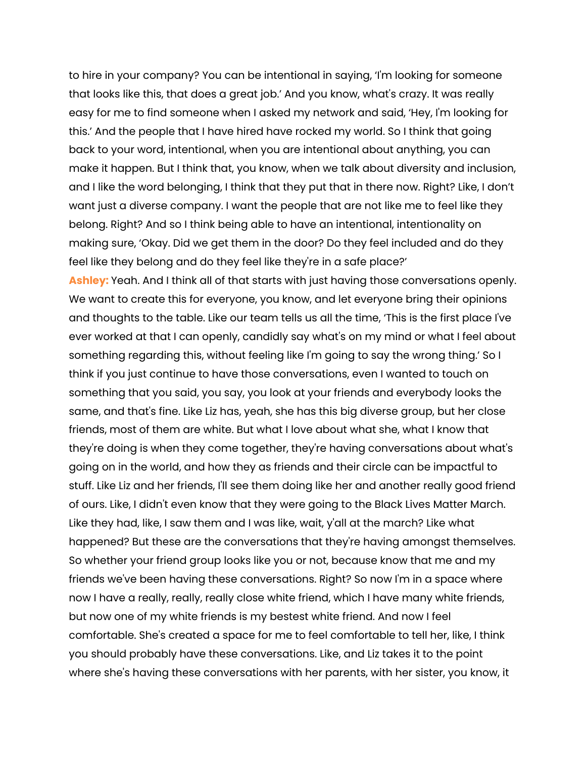to hire in your company? You can be intentional in saying, 'I'm looking for someone that looks like this, that does a great job.' And you know, what's crazy. It was really easy for me to find someone when I asked my network and said, 'Hey, I'm looking for this.' And the people that I have hired have rocked my world. So I think that going back to your word, intentional, when you are intentional about anything, you can make it happen. But I think that, you know, when we talk about diversity and inclusion, and I like the word belonging, I think that they put that in there now. Right? Like, I don't want just a diverse company. I want the people that are not like me to feel like they belong. Right? And so I think being able to have an intentional, intentionality on making sure, 'Okay. Did we get them in the door? Do they feel included and do they feel like they belong and do they feel like they're in a safe place?'

**Ashley:** Yeah. And I think all of that starts with just having those conversations openly. We want to create this for everyone, you know, and let everyone bring their opinions and thoughts to the table. Like our team tells us all the time, 'This is the first place I've ever worked at that I can openly, candidly say what's on my mind or what I feel about something regarding this, without feeling like I'm going to say the wrong thing.' So I think if you just continue to have those conversations, even I wanted to touch on something that you said, you say, you look at your friends and everybody looks the same, and that's fine. Like Liz has, yeah, she has this big diverse group, but her close friends, most of them are white. But what I love about what she, what I know that they're doing is when they come together, they're having conversations about what's going on in the world, and how they as friends and their circle can be impactful to stuff. Like Liz and her friends, I'll see them doing like her and another really good friend of ours. Like, I didn't even know that they were going to the Black Lives Matter March. Like they had, like, I saw them and I was like, wait, y'all at the march? Like what happened? But these are the conversations that they're having amongst themselves. So whether your friend group looks like you or not, because know that me and my friends we've been having these conversations. Right? So now I'm in a space where now I have a really, really, really close white friend, which I have many white friends, but now one of my white friends is my bestest white friend. And now I feel comfortable. She's created a space for me to feel comfortable to tell her, like, I think you should probably have these conversations. Like, and Liz takes it to the point where she's having these conversations with her parents, with her sister, you know, it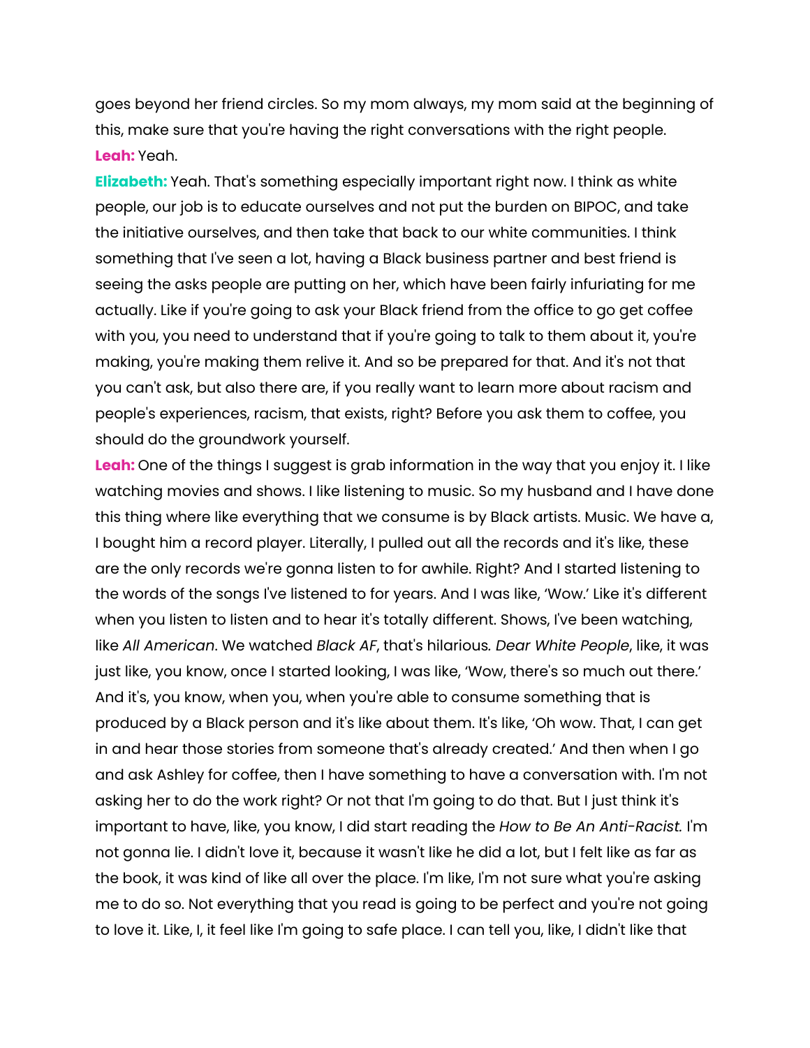goes beyond her friend circles. So my mom always, my mom said at the beginning of this, make sure that you're having the right conversations with the right people.

**Leah:** Yeah.

**Elizabeth:** Yeah. That's something especially important right now. I think as white people, our job is to educate ourselves and not put the burden on BIPOC, and take the initiative ourselves, and then take that back to our white communities. I think something that I've seen a lot, having a Black business partner and best friend is seeing the asks people are putting on her, which have been fairly infuriating for me actually. Like if you're going to ask your Black friend from the office to go get coffee with you, you need to understand that if you're going to talk to them about it, you're making, you're making them relive it. And so be prepared for that. And it's not that you can't ask, but also there are, if you really want to learn more about racism and people's experiences, racism, that exists, right? Before you ask them to coffee, you should do the groundwork yourself.

**Leah:** One of the things I suggest is grab information in the way that you enjoy it. I like watching movies and shows. I like listening to music. So my husband and I have done this thing where like everything that we consume is by Black artists. Music. We have a, I bought him a record player. Literally, I pulled out all the records and it's like, these are the only records we're gonna listen to for awhile. Right? And I started listening to the words of the songs I've listened to for years. And I was like, 'Wow.' Like it's different when you listen to listen and to hear it's totally different. Shows, I've been watching, like *All American*. We watched *Black AF*, that's hilarious. *Dear White People*, like, it was just like, you know, once I started looking, I was like, 'Wow, there's so much out there.' And it's, you know, when you, when you're able to consume something that is produced by a Black person and it's like about them. It's like, 'Oh wow. That, I can get in and hear those stories from someone that's already created.' And then when I go and ask Ashley for coffee, then I have something to have a conversation with. I'm not asking her to do the work right? Or not that I'm going to do that. But I just think it's important to have, like, you know, I did start reading the *How to Be An Anti-Racist.* I'm not gonna lie. I didn't love it, because it wasn't like he did a lot, but I felt like as far as the book, it was kind of like all over the place. I'm like, I'm not sure what you're asking me to do so. Not everything that you read is going to be perfect and you're not going to love it. Like, I, it feel like I'm going to safe place. I can tell you, like, I didn't like that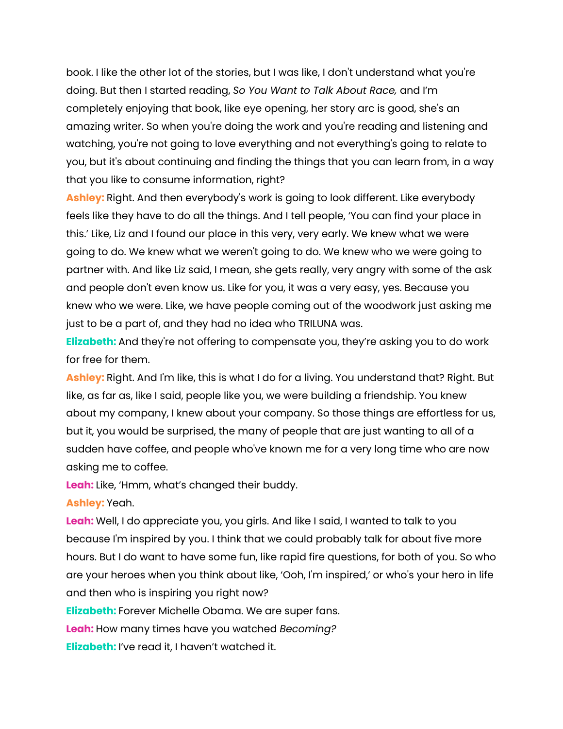book. I like the other lot of the stories, but I was like, I don't understand what you're doing. But then I started reading, *So You Want to Talk About Race,* and I'm completely enjoying that book, like eye opening, her story arc is good, she's an amazing writer. So when you're doing the work and you're reading and listening and watching, you're not going to love everything and not everything's going to relate to you, but it's about continuing and finding the things that you can learn from, in a way that you like to consume information, right?

**Ashley:** Right. And then everybody's work is going to look different. Like everybody feels like they have to do all the things. And I tell people, 'You can find your place in this.' Like, Liz and I found our place in this very, very early. We knew what we were going to do. We knew what we weren't going to do. We knew who we were going to partner with. And like Liz said, I mean, she gets really, very angry with some of the ask and people don't even know us. Like for you, it was a very easy, yes. Because you knew who we were. Like, we have people coming out of the woodwork just asking me just to be a part of, and they had no idea who TRILUNA was.

**Elizabeth:** And they're not offering to compensate you, they're asking you to do work for free for them.

**Ashley:** Right. And I'm like, this is what I do for a living. You understand that? Right. But like, as far as, like I said, people like you, we were building a friendship. You knew about my company, I knew about your company. So those things are effortless for us, but it, you would be surprised, the many of people that are just wanting to all of a sudden have coffee, and people who've known me for a very long time who are now asking me to coffee.

**Leah:** Like, 'Hmm, what's changed their buddy.

**Ashley:** Yeah.

**Leah:** Well, I do appreciate you, you girls. And like I said, I wanted to talk to you because I'm inspired by you. I think that we could probably talk for about five more hours. But I do want to have some fun, like rapid fire questions, for both of you. So who are your heroes when you think about like, 'Ooh, I'm inspired,' or who's your hero in life and then who is inspiring you right now?

**Elizabeth:** Forever Michelle Obama. We are super fans.

**Leah:** How many times have you watched *Becoming?*

**Elizabeth:** I've read it, I haven't watched it.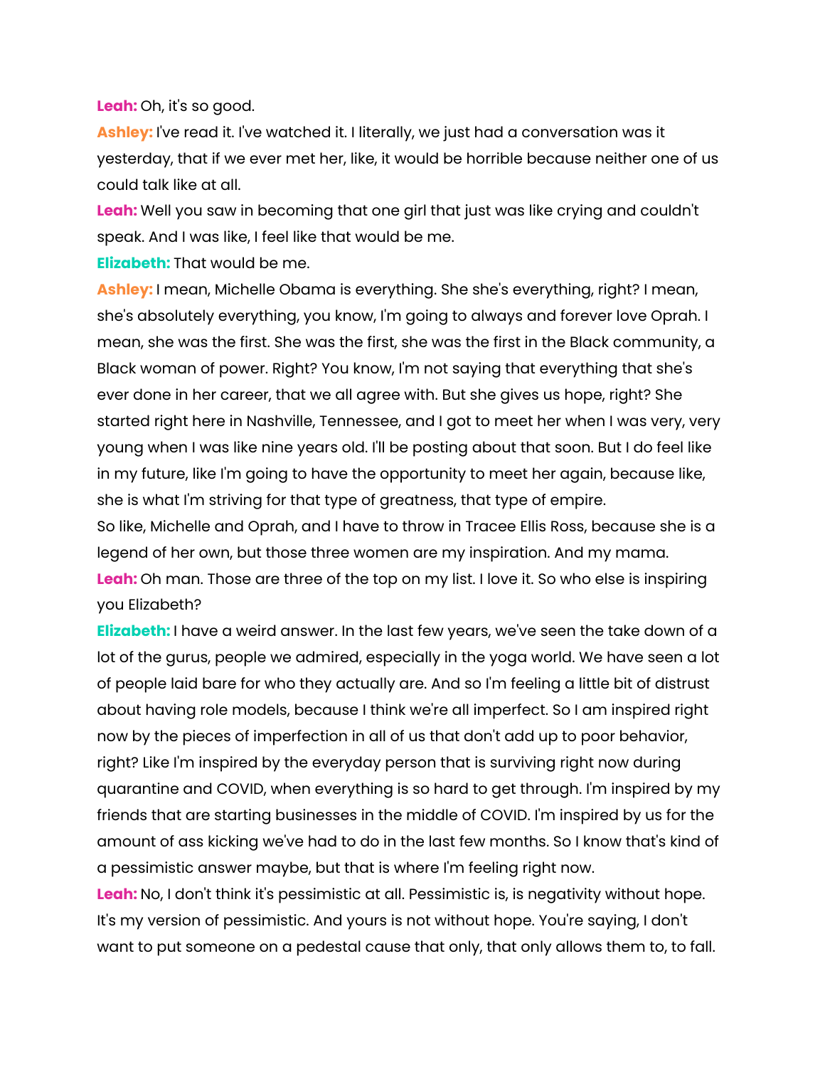**Leah:** Oh, it's so good.

**Ashley:** I've read it. I've watched it. I literally, we just had a conversation was it yesterday, that if we ever met her, like, it would be horrible because neither one of us could talk like at all.

**Leah:** Well you saw in becoming that one girl that just was like crying and couldn't speak. And I was like, I feel like that would be me.

**Elizabeth:** That would be me.

**Ashley:** I mean, Michelle Obama is everything. She she's everything, right? I mean, she's absolutely everything, you know, I'm going to always and forever love Oprah. I mean, she was the first. She was the first, she was the first in the Black community, a Black woman of power. Right? You know, I'm not saying that everything that she's ever done in her career, that we all agree with. But she gives us hope, right? She started right here in Nashville, Tennessee, and I got to meet her when I was very, very young when I was like nine years old. I'll be posting about that soon. But I do feel like in my future, like I'm going to have the opportunity to meet her again, because like, she is what I'm striving for that type of greatness, that type of empire.

So like, Michelle and Oprah, and I have to throw in Tracee Ellis Ross, because she is a legend of her own, but those three women are my inspiration. And my mama.

**Leah:** Oh man. Those are three of the top on my list. I love it. So who else is inspiring you Elizabeth?

**Elizabeth:** I have a weird answer. In the last few years, we've seen the take down of a lot of the gurus, people we admired, especially in the yoga world. We have seen a lot of people laid bare for who they actually are. And so I'm feeling a little bit of distrust about having role models, because I think we're all imperfect. So I am inspired right now by the pieces of imperfection in all of us that don't add up to poor behavior, right? Like I'm inspired by the everyday person that is surviving right now during quarantine and COVID, when everything is so hard to get through. I'm inspired by my friends that are starting businesses in the middle of COVID. I'm inspired by us for the amount of ass kicking we've had to do in the last few months. So I know that's kind of a pessimistic answer maybe, but that is where I'm feeling right now.

**Leah:** No, I don't think it's pessimistic at all. Pessimistic is, is negativity without hope. It's my version of pessimistic. And yours is not without hope. You're saying, I don't want to put someone on a pedestal cause that only, that only allows them to, to fall.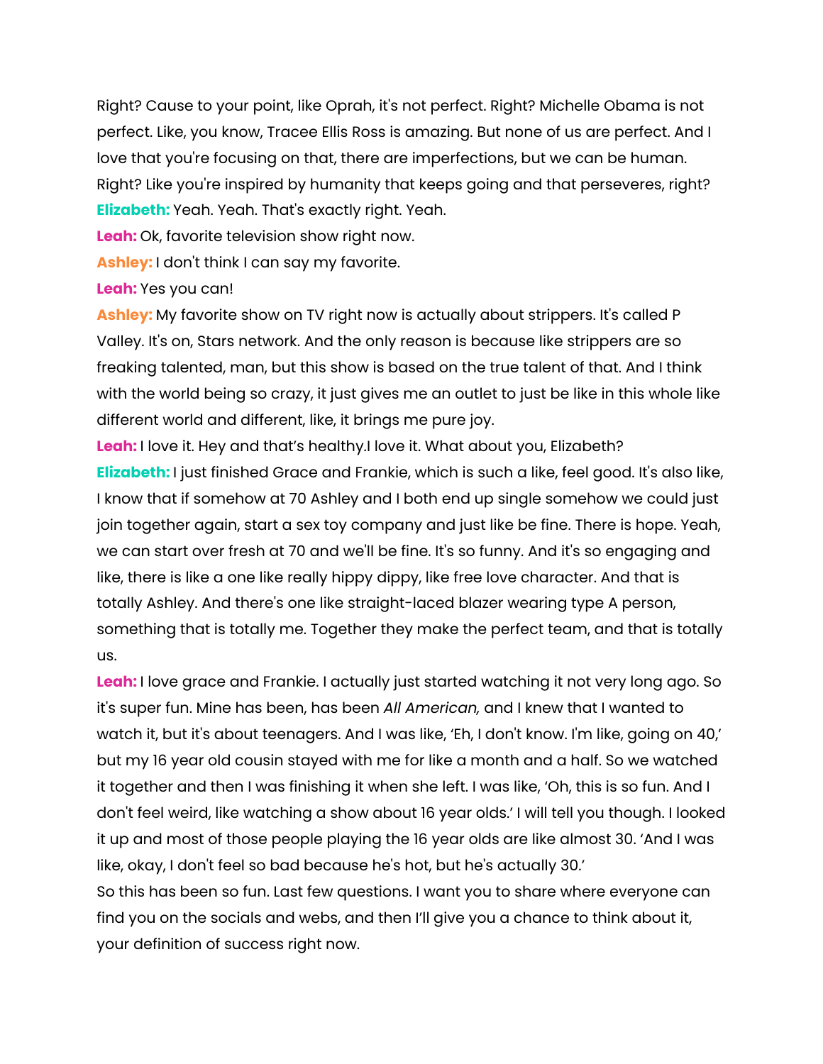Right? Cause to your point, like Oprah, it's not perfect. Right? Michelle Obama is not perfect. Like, you know, Tracee Ellis Ross is amazing. But none of us are perfect. And I love that you're focusing on that, there are imperfections, but we can be human. Right? Like you're inspired by humanity that keeps going and that perseveres, right?

**Elizabeth:** Yeah. Yeah. That's exactly right. Yeah.

**Leah:** Ok, favorite television show right now.

**Ashley:** I don't think I can say my favorite.

**Leah:** Yes you can!

**Ashley:** My favorite show on TV right now is actually about strippers. It's called P Valley. It's on, Stars network. And the only reason is because like strippers are so freaking talented, man, but this show is based on the true talent of that. And I think with the world being so crazy, it just gives me an outlet to just be like in this whole like different world and different, like, it brings me pure joy.

**Leah:** I love it. Hey and that's healthy.I love it. What about you, Elizabeth?

**Elizabeth:** I just finished Grace and Frankie, which is such a like, feel good. It's also like, I know that if somehow at 70 Ashley and I both end up single somehow we could just join together again, start a sex toy company and just like be fine. There is hope. Yeah, we can start over fresh at 70 and we'll be fine. It's so funny. And it's so engaging and like, there is like a one like really hippy dippy, like free love character. And that is totally Ashley. And there's one like straight-laced blazer wearing type A person, something that is totally me. Together they make the perfect team, and that is totally us.

**Leah:** I love grace and Frankie. I actually just started watching it not very long ago. So it's super fun. Mine has been, has been *All American,* and I knew that I wanted to watch it, but it's about teenagers. And I was like, 'Eh, I don't know. I'm like, going on 40,' but my 16 year old cousin stayed with me for like a month and a half. So we watched it together and then I was finishing it when she left. I was like, 'Oh, this is so fun. And I don't feel weird, like watching a show about 16 year olds.' I will tell you though. I looked it up and most of those people playing the 16 year olds are like almost 30. 'And I was like, okay, I don't feel so bad because he's hot, but he's actually 30.'

So this has been so fun. Last few questions. I want you to share where everyone can find you on the socials and webs, and then I'll give you a chance to think about it, your definition of success right now.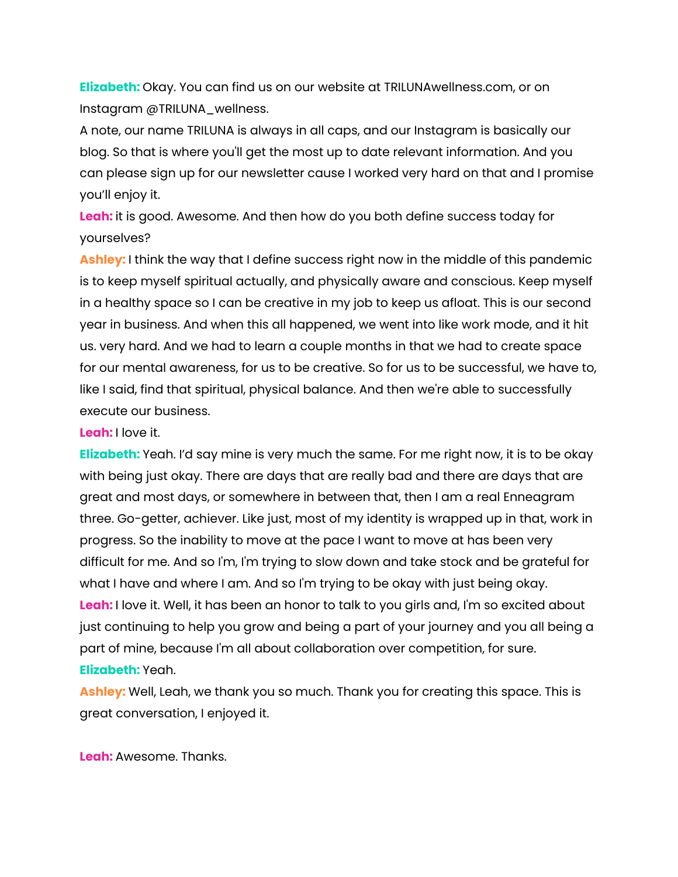**Elizabeth:** Okay. You can find us on our website at TRILUNAwellness.com, or on Instagram @TRILUNA_wellness.

A note, our name TRILUNA is always in all caps, and our Instagram is basically our blog. So that is where you'll get the most up to date relevant information. And you can please sign up for our newsletter cause I worked very hard on that and I promise you'll enjoy it.

**Leah:** it is good. Awesome. And then how do you both define success today for yourselves?

**Ashley:** I think the way that I define success right now in the middle of this pandemic is to keep myself spiritual actually, and physically aware and conscious. Keep myself in a healthy space so I can be creative in my job to keep us afloat. This is our second year in business. And when this all happened, we went into like work mode, and it hit us. very hard. And we had to learn a couple months in that we had to create space for our mental awareness, for us to be creative. So for us to be successful, we have to, like I said, find that spiritual, physical balance. And then we're able to successfully execute our business.

**Leah:** I love it.

**Elizabeth:** Yeah. I'd say mine is very much the same. For me right now, it is to be okay with being just okay. There are days that are really bad and there are days that are great and most days, or somewhere in between that, then I am a real Enneagram three. Go-getter, achiever. Like just, most of my identity is wrapped up in that, work in progress. So the inability to move at the pace I want to move at has been very difficult for me. And so I'm, I'm trying to slow down and take stock and be grateful for what I have and where I am. And so I'm trying to be okay with just being okay.

**Leah:** I love it. Well, it has been an honor to talk to you girls and, I'm so excited about just continuing to help you grow and being a part of your journey and you all being a part of mine, because I'm all about collaboration over competition, for sure.

**Elizabeth:** Yeah.

**Ashley:** Well, Leah, we thank you so much. Thank you for creating this space. This is great conversation, I enjoyed it.

**Leah:** Awesome. Thanks.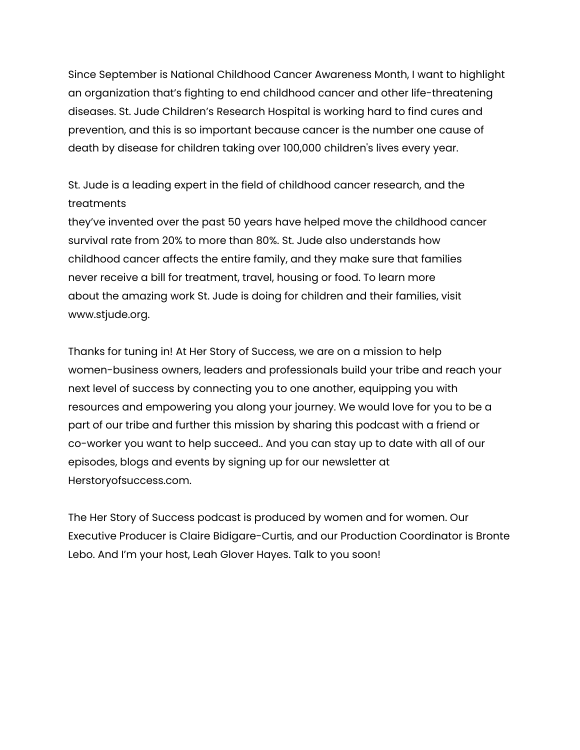Since September is National Childhood Cancer Awareness Month, I want to highlight an organization that's fighting to end childhood cancer and other life-threatening diseases. St. Jude Children's Research Hospital is working hard to find cures and prevention, and this is so important because cancer is the number one cause of death by disease for children taking over 100,000 children's lives every year.

St. Jude is a leading expert in the field of childhood cancer research, and the treatments they've invented over the past 50 years have helped move the childhood cancer survival rate from 20% to more than 80%. St. Jude also understands how childhood cancer affects the entire family, and they make sure that families never receive a bill for treatment, travel, housing or food. To learn more about the amazing work St. Jude is doing for children and their families, visit www.stjude.org.

Thanks for tuning in! At Her Story of Success, we are on a mission to help women-business owners, leaders and professionals build your tribe and reach your next level of success by connecting you to one another, equipping you with resources and empowering you along your journey. We would love for you to be a part of our tribe and further this mission by sharing this podcast with a friend or co-worker you want to help succeed.. And you can stay up to date with all of our episodes, blogs and events by signing up for our newsletter at Herstoryofsuccess.com.

The Her Story of Success podcast is produced by women and for women. Our Executive Producer is Claire Bidigare-Curtis, and our Production Coordinator is Bronte Lebo. And I'm your host, Leah Glover Hayes. Talk to you soon!